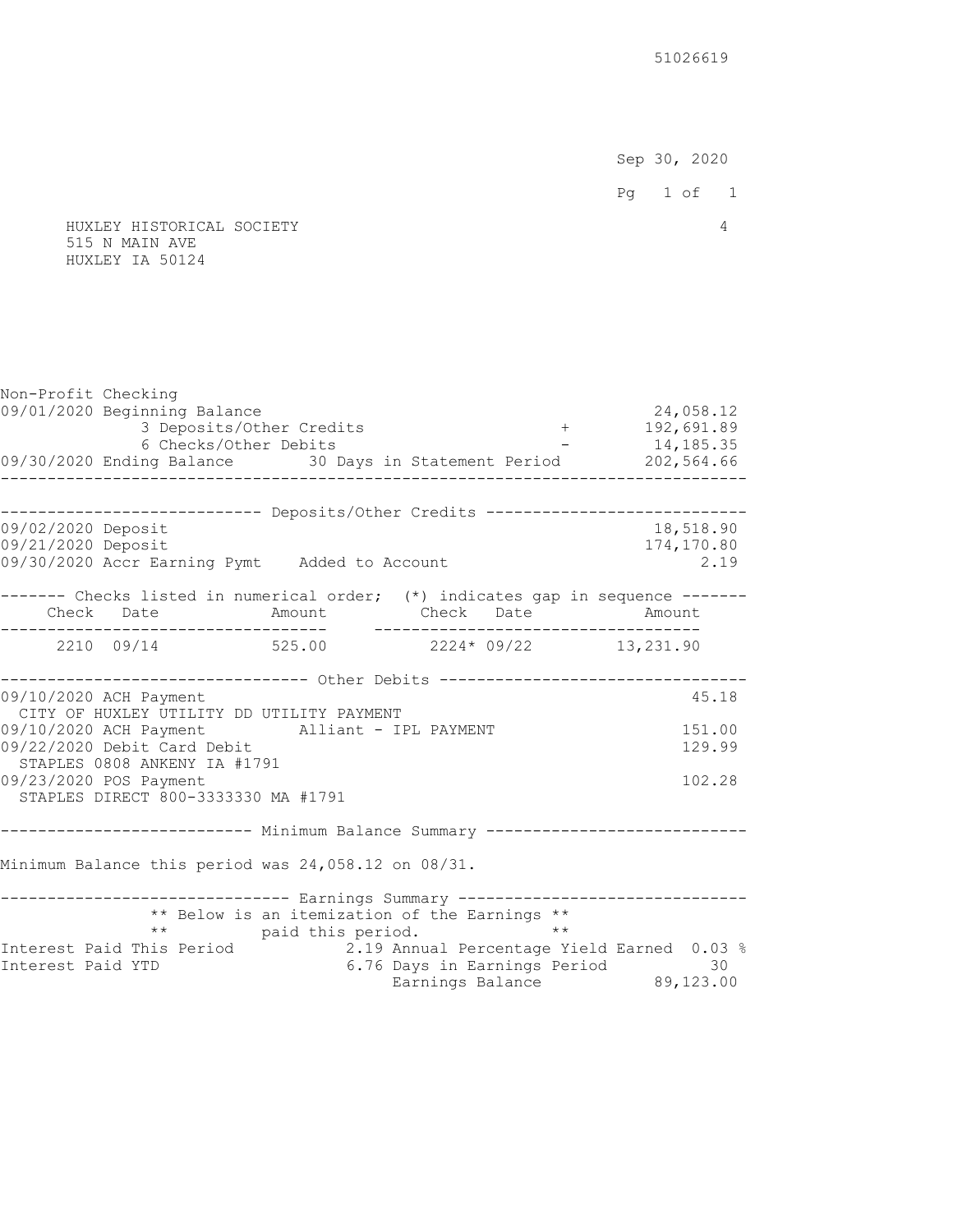51026619

Sep 30, 2020

HUXLEY HISTORICAL SOCIETY
515 N MAIN AVE
HUXLEY IA 50124

4

## Non-Profit Checking

| | | | |
|---|---|---|---|
| 09/01/2020 Beginning Balance | | | 24,058.12 |
| | 3 Deposits/Other Credits | + | 192,691.89 |
| | 6 Checks/Other Debits | - | 14,185.35 |
| 09/30/2020 Ending Balance | 30 Days in Statement Period | | 202,564.66 |

### Deposits/Other Credits

| Date | Description | Amount |
|---|---|---|
| 09/02/2020 | Deposit | 18,518.90 |
| 09/21/2020 | Deposit | 174,170.80 |
| 09/30/2020 | Accr Earning Pymt Added to Account | 2.19 |

### Checks listed in numerical order; (*) indicates gap in sequence

| Check | Date | Amount | Check | Date | Amount |
|---|---|---|---|---|---|
| 2210 | 09/14 | 525.00 | 2224* | 09/22 | 13,231.90 |

### Other Debits

| Date | Description | Amount |
|---|---|---|
| 09/10/2020 | ACH Payment<br>CITY OF HUXLEY UTILITY DD UTILITY PAYMENT | 45.18 |
| 09/10/2020 | ACH Payment Alliant - IPL PAYMENT | 151.00 |
| 09/22/2020 | Debit Card Debit<br>STAPLES 0808 ANKENY IA #1791 | 129.99 |
| 09/23/2020 | POS Payment<br>STAPLES DIRECT 800-3333330 MA #1791 | 102.28 |

### Minimum Balance Summary

Minimum Balance this period was 24,058.12 on 08/31.

### Earnings Summary

** Below is an itemization of the Earnings **
** paid this period. **

| | | | |
|---|---|---|---|
| Interest Paid This Period | 2.19 | Annual Percentage Yield Earned | 0.03 % |
| Interest Paid YTD | 6.76 | Days in Earnings Period | 30 |
| | | Earnings Balance | 89,123.00 |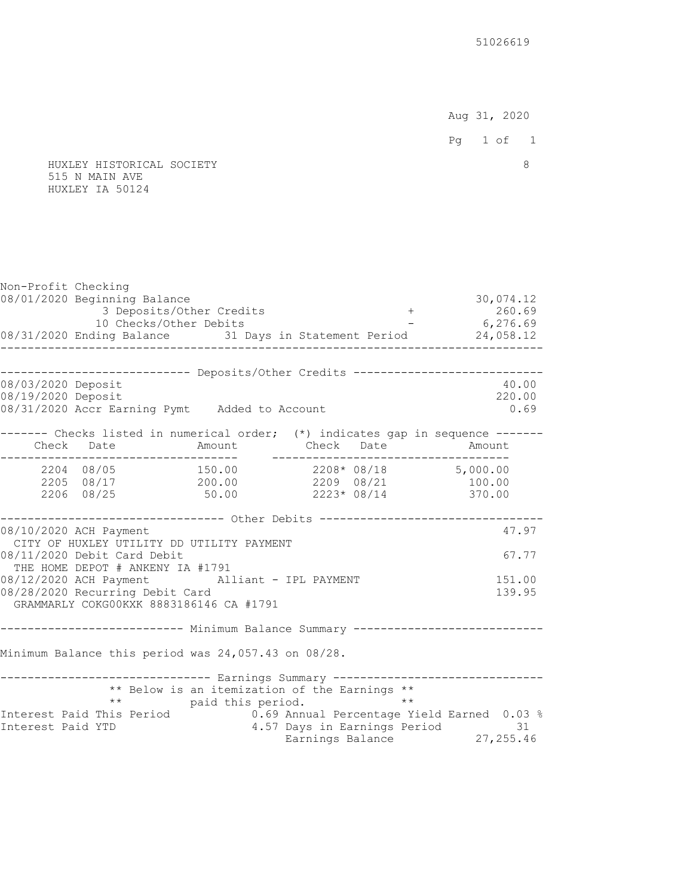51026619

Aug 31, 2020

HUXLEY HISTORICAL SOCIETY
515 N MAIN AVE
HUXLEY IA 50124

8

## Non-Profit Checking

| | | | |
|---|---|---|---|
| 08/01/2020 Beginning Balance | | | 30,074.12 |
| 3 Deposits/Other Credits | | + | 260.69 |
| 10 Checks/Other Debits | | - | 6,276.69 |
| 08/31/2020 Ending Balance | 31 Days in Statement Period | | 24,058.12 |

### Deposits/Other Credits

| Date | Description | Amount |
|---|---|---|
| 08/03/2020 | Deposit | 40.00 |
| 08/19/2020 | Deposit | 220.00 |
| 08/31/2020 | Accr Earning Pymt Added to Account | 0.69 |

### Checks listed in numerical order; (*) indicates gap in sequence

| Check | Date | Amount | Check | Date | Amount |
|---|---|---|---|---|---|
| 2204 | 08/05 | 150.00 | 2208* | 08/18 | 5,000.00 |
| 2205 | 08/17 | 200.00 | 2209 | 08/21 | 100.00 |
| 2206 | 08/25 | 50.00 | 2223* | 08/14 | 370.00 |

### Other Debits

| Date | Description | Amount |
|---|---|---|
| 08/10/2020 | ACH Payment<br>CITY OF HUXLEY UTILITY DD UTILITY PAYMENT | 47.97 |
| 08/11/2020 | Debit Card Debit<br>THE HOME DEPOT # ANKENY IA #1791 | 67.77 |
| 08/12/2020 | ACH Payment Alliant - IPL PAYMENT | 151.00 |
| 08/28/2020 | Recurring Debit Card<br>GRAMMARLY COKG00KXK 8883186146 CA #1791 | 139.95 |

### Minimum Balance Summary

Minimum Balance this period was 24,057.43 on 08/28.

### Earnings Summary

** Below is an itemization of the Earnings **
** paid this period. **

| | | | |
|---|---|---|---|
| Interest Paid This Period | 0.69 | Annual Percentage Yield Earned | 0.03 % |
| Interest Paid YTD | 4.57 | Days in Earnings Period | 31 |
| | | Earnings Balance | 27,255.46 |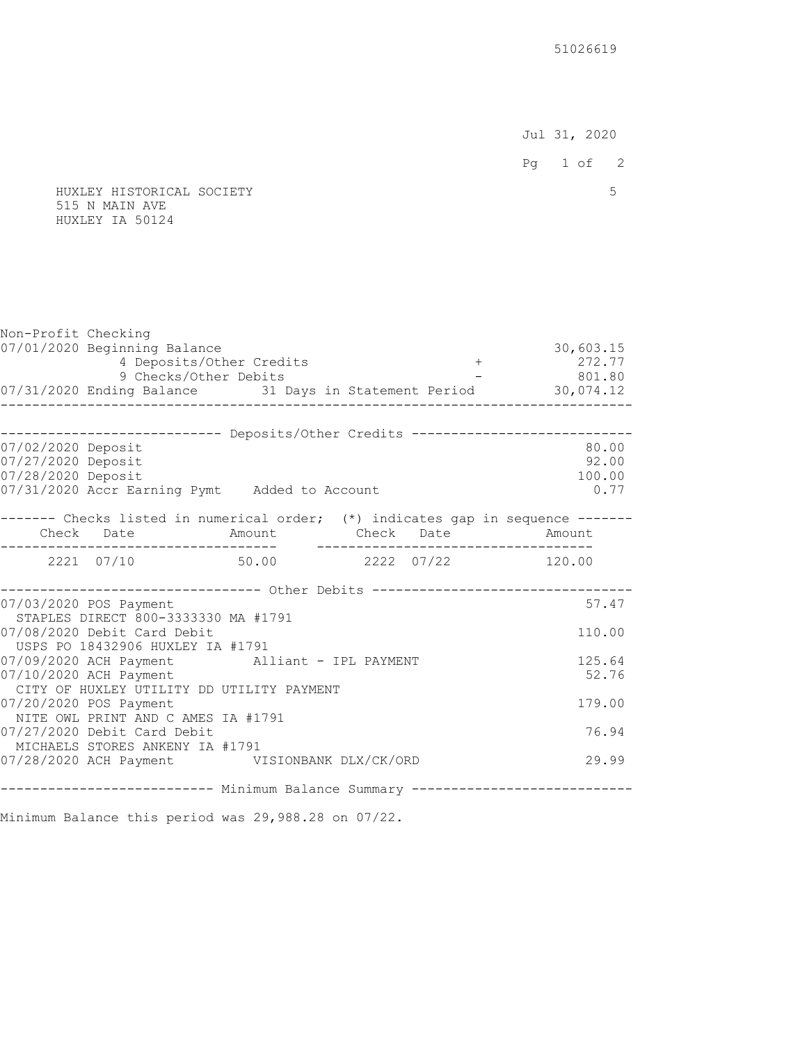51026619

Jul 31, 2020

HUXLEY HISTORICAL SOCIETY 5
515 N MAIN AVE
HUXLEY IA 50124

## Non-Profit Checking

| | | | |
|---|---|---|---|
| 07/01/2020 Beginning Balance | | | 30,603.15 |
| 4 Deposits/Other Credits | | + | 272.77 |
| 9 Checks/Other Debits | | - | 801.80 |
| 07/31/2020 Ending Balance | 31 Days in Statement Period | | 30,074.12 |

### Deposits/Other Credits

| Date | Description | Amount |
|---|---|---|
| 07/02/2020 | Deposit | 80.00 |
| 07/27/2020 | Deposit | 92.00 |
| 07/28/2020 | Deposit | 100.00 |
| 07/31/2020 | Accr Earning Pymt Added to Account | 0.77 |

### Checks listed in numerical order; (*) indicates gap in sequence

| Check | Date | Amount | Check | Date | Amount |
|---|---|---|---|---|---|
| 2221 | 07/10 | 50.00 | 2222 | 07/22 | 120.00 |

### Other Debits

| Date | Description | Amount |
|---|---|---|
| 07/03/2020 | POS Payment<br>STAPLES DIRECT 800-3333330 MA #1791 | 57.47 |
| 07/08/2020 | Debit Card Debit<br>USPS PO 18432906 HUXLEY IA #1791 | 110.00 |
| 07/09/2020 | ACH Payment Alliant - IPL PAYMENT | 125.64 |
| 07/10/2020 | ACH Payment<br>CITY OF HUXLEY UTILITY DD UTILITY PAYMENT | 52.76 |
| 07/20/2020 | POS Payment<br>NITE OWL PRINT AND C AMES IA #1791 | 179.00 |
| 07/27/2020 | Debit Card Debit<br>MICHAELS STORES ANKENY IA #1791 | 76.94 |
| 07/28/2020 | ACH Payment VISIONBANK DLX/CK/ORD | 29.99 |

### Minimum Balance Summary

Minimum Balance this period was 29,988.28 on 07/22.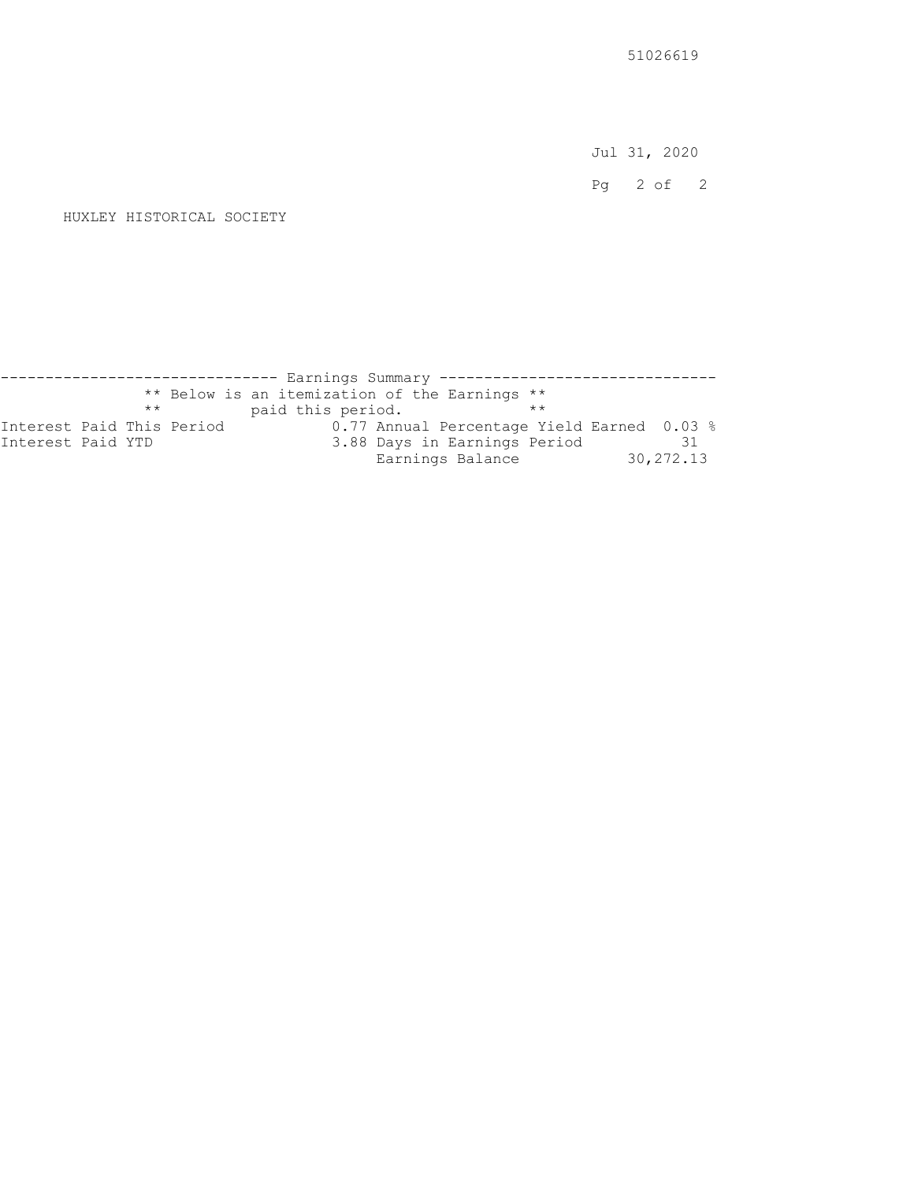51026619

Jul 31, 2020

HUXLEY HISTORICAL SOCIETY

## Earnings Summary

** Below is an itemization of the Earnings **
** paid this period. **

| | | | |
|---|---|---|---|
| Interest Paid This Period | 0.77 | Annual Percentage Yield Earned | 0.03 % |
| Interest Paid YTD | 3.88 | Days in Earnings Period | 31 |
| | | Earnings Balance | 30,272.13 |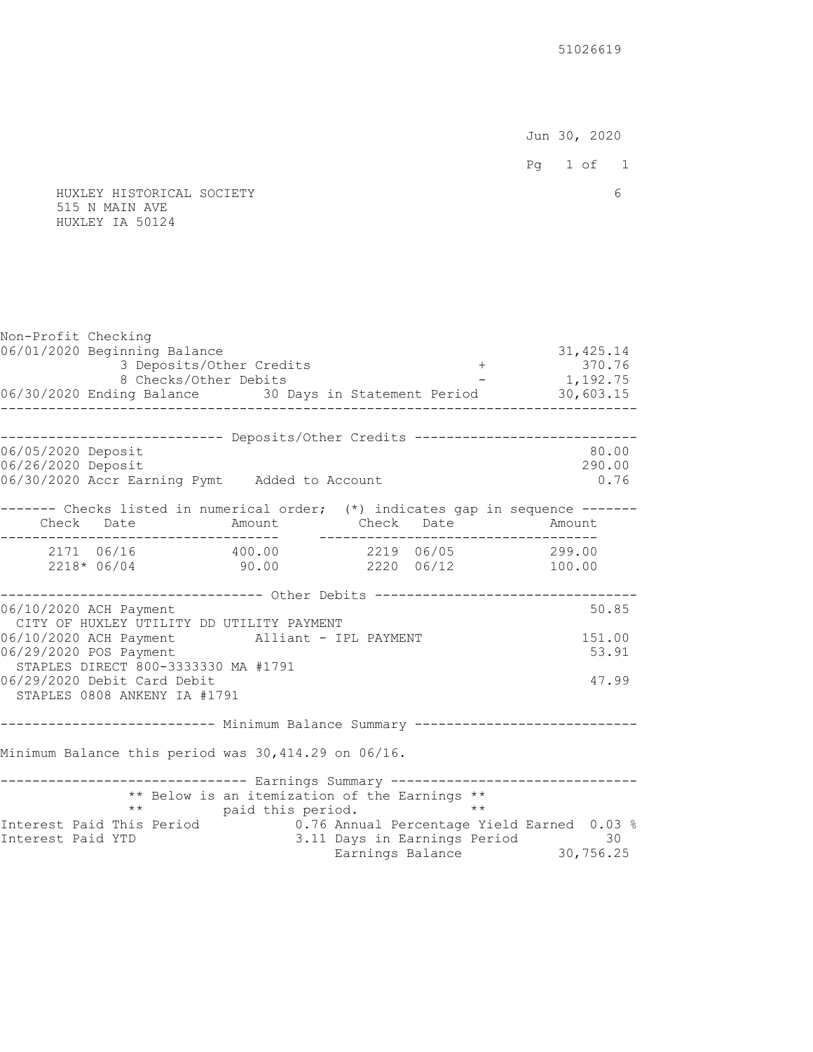51026619

Jun 30, 2020

HUXLEY HISTORICAL SOCIETY
515 N MAIN AVE
HUXLEY IA 50124

6

**Non-Profit Checking**

| | | | |
|---|---|---|---|
| 06/01/2020 Beginning Balance | | | 31,425.14 |
| | 3 Deposits/Other Credits | + | 370.76 |
| | 8 Checks/Other Debits | - | 1,192.75 |
| 06/30/2020 Ending Balance | 30 Days in Statement Period | | 30,603.15 |

## Deposits/Other Credits

| Date | Description | Amount |
|---|---|---|
| 06/05/2020 | Deposit | 80.00 |
| 06/26/2020 | Deposit | 290.00 |
| 06/30/2020 | Accr Earning Pymt Added to Account | 0.76 |

## Checks listed in numerical order; (*) indicates gap in sequence

| Check | Date | Amount | Check | Date | Amount |
|---|---|---|---|---|---|
| 2171 | 06/16 | 400.00 | 2219 | 06/05 | 299.00 |
| 2218* | 06/04 | 90.00 | 2220 | 06/12 | 100.00 |

## Other Debits

| Date | Description | Amount |
|---|---|---|
| 06/10/2020 | ACH Payment<br>CITY OF HUXLEY UTILITY DD UTILITY PAYMENT | 50.85 |
| 06/10/2020 | ACH Payment Alliant - IPL PAYMENT | 151.00 |
| 06/29/2020 | POS Payment<br>STAPLES DIRECT 800-3333330 MA #1791 | 53.91 |
| 06/29/2020 | Debit Card Debit<br>STAPLES 0808 ANKENY IA #1791 | 47.99 |

## Minimum Balance Summary

Minimum Balance this period was 30,414.29 on 06/16.

## Earnings Summary

** Below is an itemization of the Earnings **
** paid this period. **

| | | | |
|---|---|---|---|
| Interest Paid This Period | 0.76 | Annual Percentage Yield Earned | 0.03 % |
| Interest Paid YTD | 3.11 | Days in Earnings Period | 30 |
| | | Earnings Balance | 30,756.25 |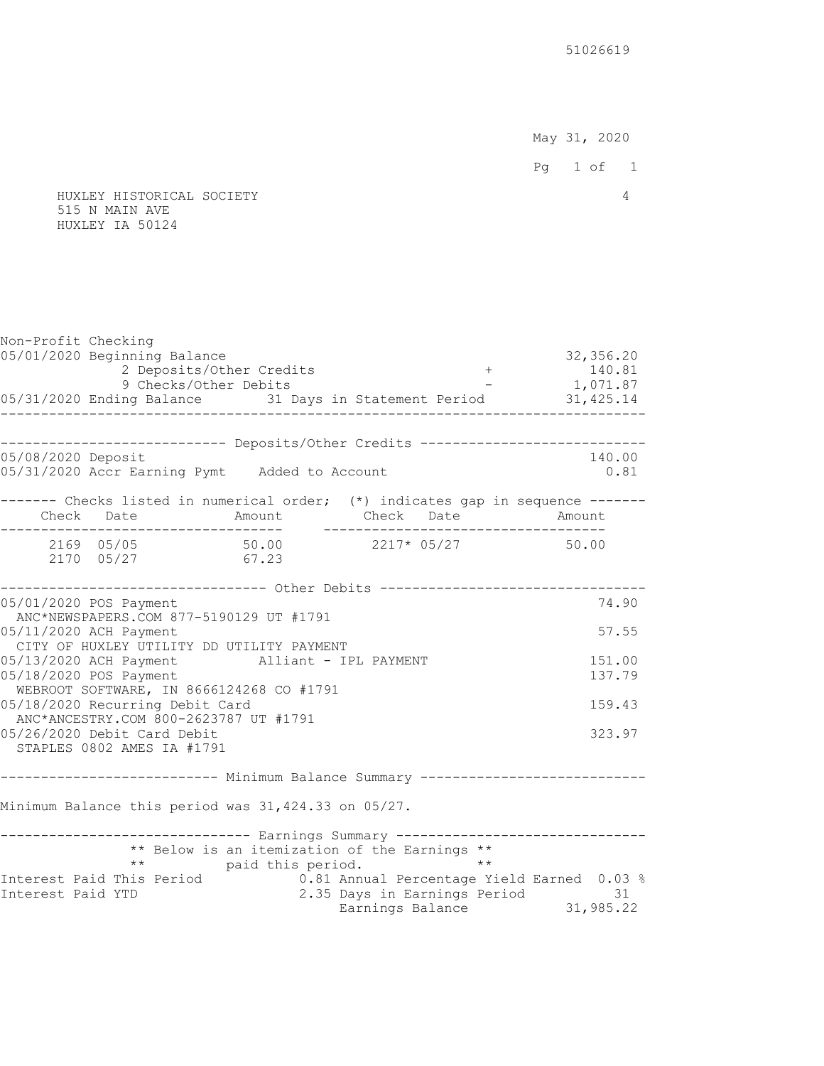51026619

May 31, 2020

HUXLEY HISTORICAL SOCIETY
515 N MAIN AVE
HUXLEY IA 50124

4

## Non-Profit Checking

| | | |
|---|---|---|
| 05/01/2020 Beginning Balance | | 32,356.20 |
| 2 Deposits/Other Credits | + | 140.81 |
| 9 Checks/Other Debits | - | 1,071.87 |
| 05/31/2020 Ending Balance 31 Days in Statement Period | | 31,425.14 |

### Deposits/Other Credits

| Date | Description | Amount |
|---|---|---|
| 05/08/2020 | Deposit | 140.00 |
| 05/31/2020 | Accr Earning Pymt Added to Account | 0.81 |

### Checks listed in numerical order; (*) indicates gap in sequence

| Check | Date | Amount | Check | Date | Amount |
|---|---|---|---|---|---|
| 2169 | 05/05 | 50.00 | 2217* | 05/27 | 50.00 |
| 2170 | 05/27 | 67.23 | | | |

### Other Debits

| Date | Description | Amount |
|---|---|---|
| 05/01/2020 | POS Payment<br>ANC*NEWSPAPERS.COM 877-5190129 UT #1791 | 74.90 |
| 05/11/2020 | ACH Payment<br>CITY OF HUXLEY UTILITY DD UTILITY PAYMENT | 57.55 |
| 05/13/2020 | ACH Payment Alliant - IPL PAYMENT | 151.00 |
| 05/18/2020 | POS Payment<br>WEBROOT SOFTWARE, IN 8666124268 CO #1791 | 137.79 |
| 05/18/2020 | Recurring Debit Card<br>ANC*ANCESTRY.COM 800-2623787 UT #1791 | 159.43 |
| 05/26/2020 | Debit Card Debit<br>STAPLES 0802 AMES IA #1791 | 323.97 |

### Minimum Balance Summary

Minimum Balance this period was 31,424.33 on 05/27.

### Earnings Summary

** Below is an itemization of the Earnings **
** paid this period. **

| | | | |
|---|---|---|---|
| Interest Paid This Period | 0.81 | Annual Percentage Yield Earned | 0.03 % |
| Interest Paid YTD | 2.35 | Days in Earnings Period | 31 |
| | | Earnings Balance | 31,985.22 |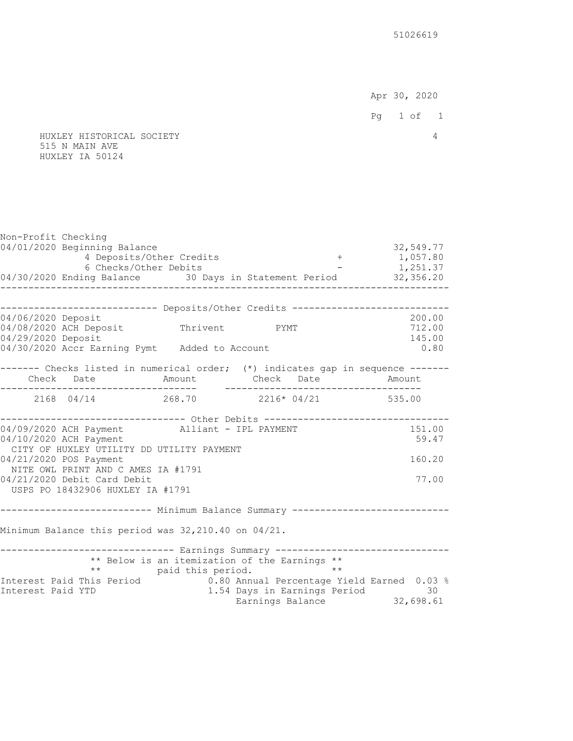51026619

Apr 30, 2020

HUXLEY HISTORICAL SOCIETY 4
515 N MAIN AVE
HUXLEY IA 50124

## Non-Profit Checking

| | | | |
|---|---|---|---|
| 04/01/2020 Beginning Balance | | | 32,549.77 |
| | 4 Deposits/Other Credits | + | 1,057.80 |
| | 6 Checks/Other Debits | - | 1,251.37 |
| 04/30/2020 Ending Balance | 30 Days in Statement Period | | 32,356.20 |

### Deposits/Other Credits

| Date | Description | | | Amount |
|---|---|---|---|---|
| 04/06/2020 | Deposit | | | 200.00 |
| 04/08/2020 | ACH Deposit | Thrivent | PYMT | 712.00 |
| 04/29/2020 | Deposit | | | 145.00 |
| 04/30/2020 | Accr Earning Pymt | Added to Account | | 0.80 |

### Checks listed in numerical order; (*) indicates gap in sequence

| Check | Date | Amount | Check | Date | Amount |
|---|---|---|---|---|---|
| 2168 | 04/14 | 268.70 | 2216* | 04/21 | 535.00 |

### Other Debits

| Date | Description | Amount |
|---|---|---|
| 04/09/2020 | ACH Payment Alliant - IPL PAYMENT | 151.00 |
| 04/10/2020 | ACH Payment<br>CITY OF HUXLEY UTILITY DD UTILITY PAYMENT | 59.47 |
| 04/21/2020 | POS Payment<br>NITE OWL PRINT AND C AMES IA #1791 | 160.20 |
| 04/21/2020 | Debit Card Debit<br>USPS PO 18432906 HUXLEY IA #1791 | 77.00 |

### Minimum Balance Summary

Minimum Balance this period was 32,210.40 on 04/21.

### Earnings Summary

** Below is an itemization of the Earnings **
** paid this period. **

| | | | |
|---|---|---|---|
| Interest Paid This Period | 0.80 | Annual Percentage Yield Earned | 0.03 % |
| Interest Paid YTD | 1.54 | Days in Earnings Period | 30 |
| | | Earnings Balance | 32,698.61 |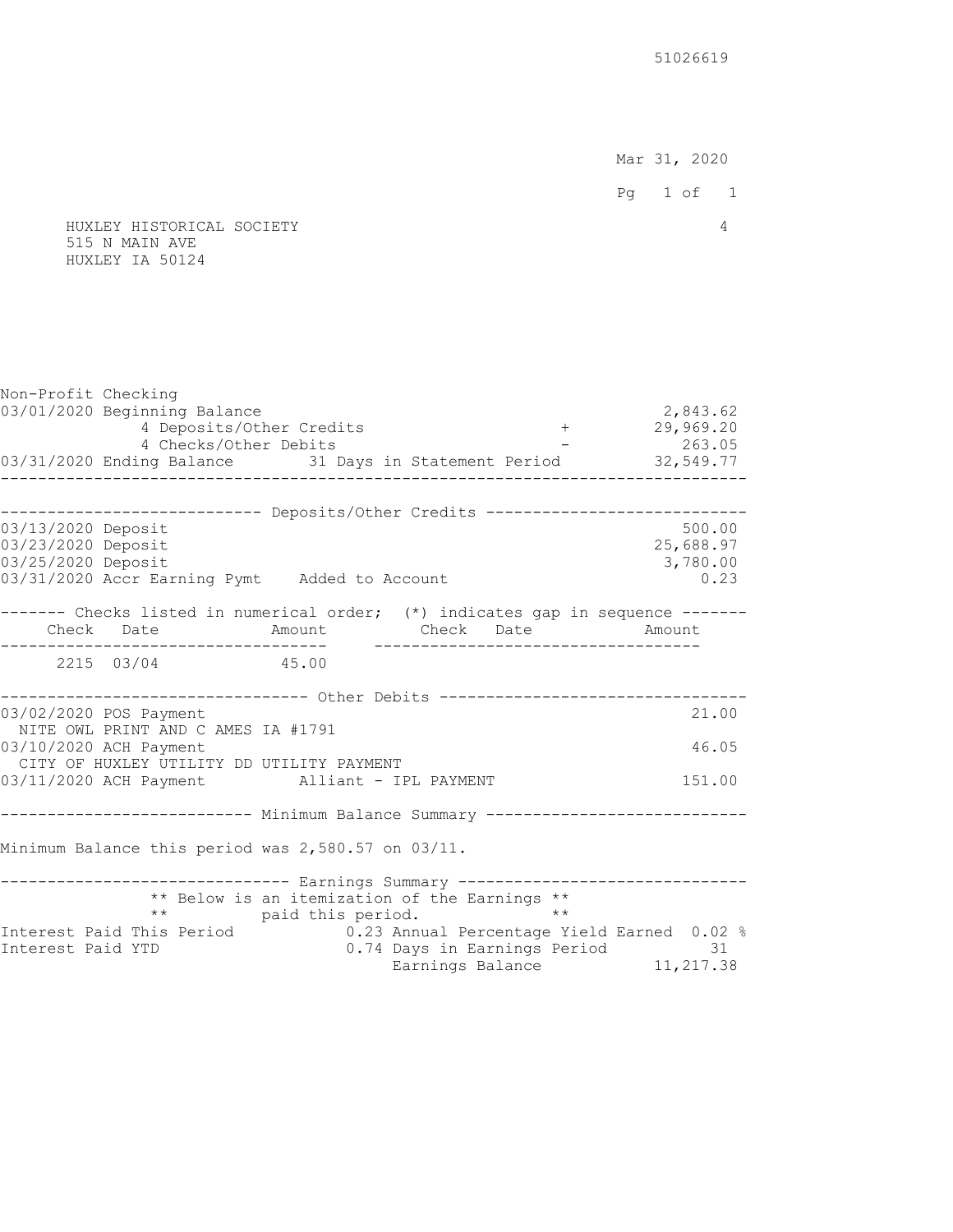51026619

Mar 31, 2020

HUXLEY HISTORICAL SOCIETY
515 N MAIN AVE
HUXLEY IA 50124

4

**Non-Profit Checking**

| | | | |
|---|---|---|---|
| 03/01/2020 Beginning Balance | | | 2,843.62 |
| 4 Deposits/Other Credits | | + | 29,969.20 |
| 4 Checks/Other Debits | | - | 263.05 |
| 03/31/2020 Ending Balance | 31 Days in Statement Period | | 32,549.77 |

**Deposits/Other Credits**

| Date | Description | Amount |
|---|---|---|
| 03/13/2020 | Deposit | 500.00 |
| 03/23/2020 | Deposit | 25,688.97 |
| 03/25/2020 | Deposit | 3,780.00 |
| 03/31/2020 | Accr Earning Pymt Added to Account | 0.23 |

**Checks listed in numerical order; (*) indicates gap in sequence**

| Check | Date | Amount | Check | Date | Amount |
|---|---|---|---|---|---|
| 2215 | 03/04 | 45.00 | | | |

**Other Debits**

| Date | Description | Amount |
|---|---|---|
| 03/02/2020 | POS Payment<br>NITE OWL PRINT AND C AMES IA #1791 | 21.00 |
| 03/10/2020 | ACH Payment<br>CITY OF HUXLEY UTILITY DD UTILITY PAYMENT | 46.05 |
| 03/11/2020 | ACH Payment Alliant - IPL PAYMENT | 151.00 |

**Minimum Balance Summary**

Minimum Balance this period was 2,580.57 on 03/11.

**Earnings Summary**

** Below is an itemization of the Earnings **
** paid this period. **

| | | | |
|---|---|---|---|
| Interest Paid This Period | 0.23 | Annual Percentage Yield Earned | 0.02 % |
| Interest Paid YTD | 0.74 | Days in Earnings Period | 31 |
| | | Earnings Balance | 11,217.38 |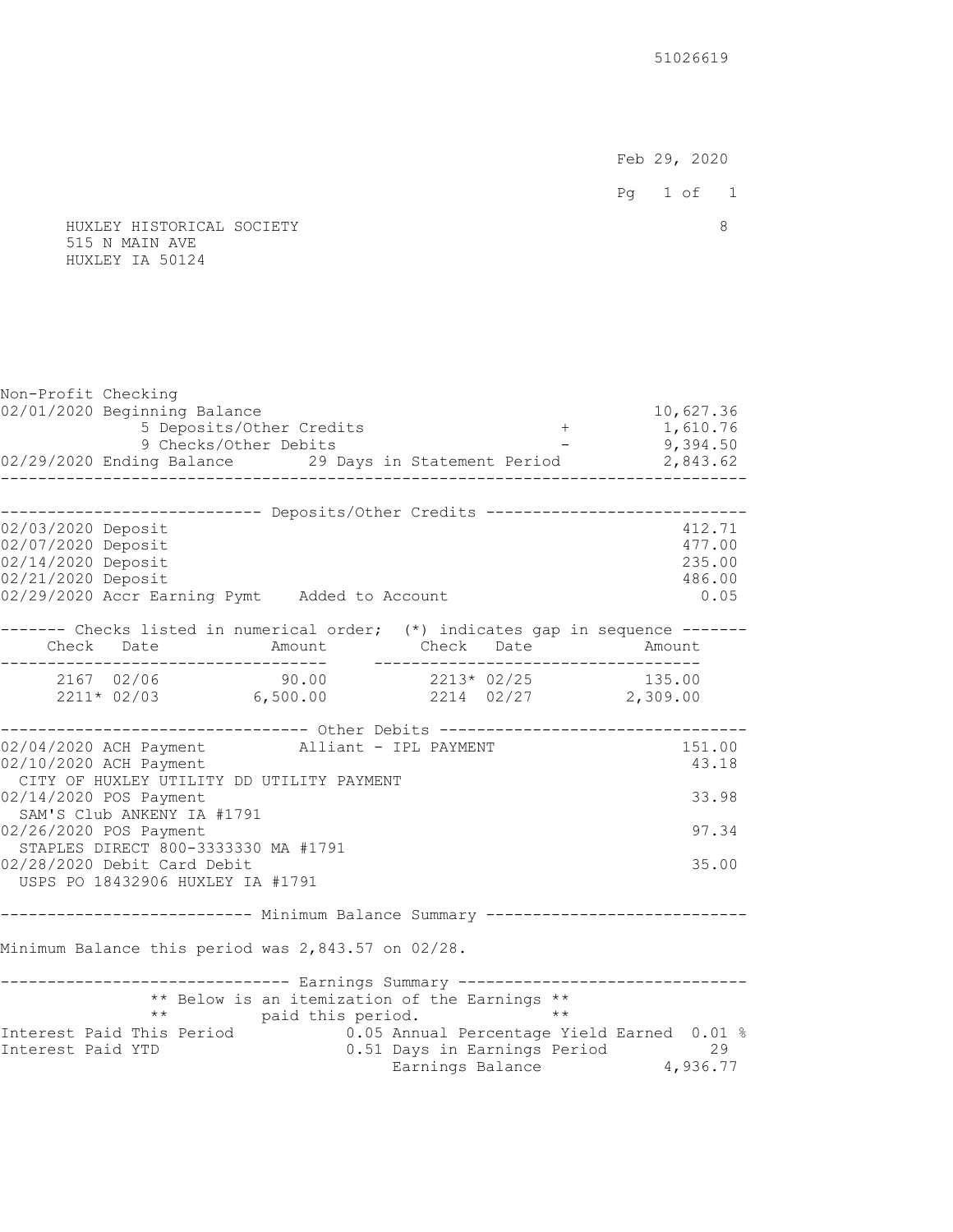51026619

Feb 29, 2020

HUXLEY HISTORICAL SOCIETY
515 N MAIN AVE
HUXLEY IA 50124

8

**Non-Profit Checking**

| | | | |
|---|---|---|---|
| 02/01/2020 Beginning Balance | | | 10,627.36 |
| 5 Deposits/Other Credits | | + | 1,610.76 |
| 9 Checks/Other Debits | | - | 9,394.50 |
| 02/29/2020 Ending Balance | 29 Days in Statement Period | | 2,843.62 |

**Deposits/Other Credits**

| Date | Description | Amount |
|---|---|---|
| 02/03/2020 | Deposit | 412.71 |
| 02/07/2020 | Deposit | 477.00 |
| 02/14/2020 | Deposit | 235.00 |
| 02/21/2020 | Deposit | 486.00 |
| 02/29/2020 | Accr Earning Pymt Added to Account | 0.05 |

**Checks listed in numerical order; (*) indicates gap in sequence**

| Check | Date | Amount | Check | Date | Amount |
|---|---|---|---|---|---|
| 2167 | 02/06 | 90.00 | 2213* | 02/25 | 135.00 |
| 2211* | 02/03 | 6,500.00 | 2214 | 02/27 | 2,309.00 |

**Other Debits**

| Date | Description | Amount |
|---|---|---|
| 02/04/2020 | ACH Payment Alliant - IPL PAYMENT | 151.00 |
| 02/10/2020 | ACH Payment<br>CITY OF HUXLEY UTILITY DD UTILITY PAYMENT | 43.18 |
| 02/14/2020 | POS Payment<br>SAM'S Club ANKENY IA #1791 | 33.98 |
| 02/26/2020 | POS Payment<br>STAPLES DIRECT 800-3333330 MA #1791 | 97.34 |
| 02/28/2020 | Debit Card Debit<br>USPS PO 18432906 HUXLEY IA #1791 | 35.00 |

**Minimum Balance Summary**

Minimum Balance this period was 2,843.57 on 02/28.

**Earnings Summary**

** Below is an itemization of the Earnings **
** paid this period. **

| | | | |
|---|---|---|---|
| Interest Paid This Period | 0.05 | Annual Percentage Yield Earned | 0.01 % |
| Interest Paid YTD | 0.51 | Days in Earnings Period | 29 |
| | | Earnings Balance | 4,936.77 |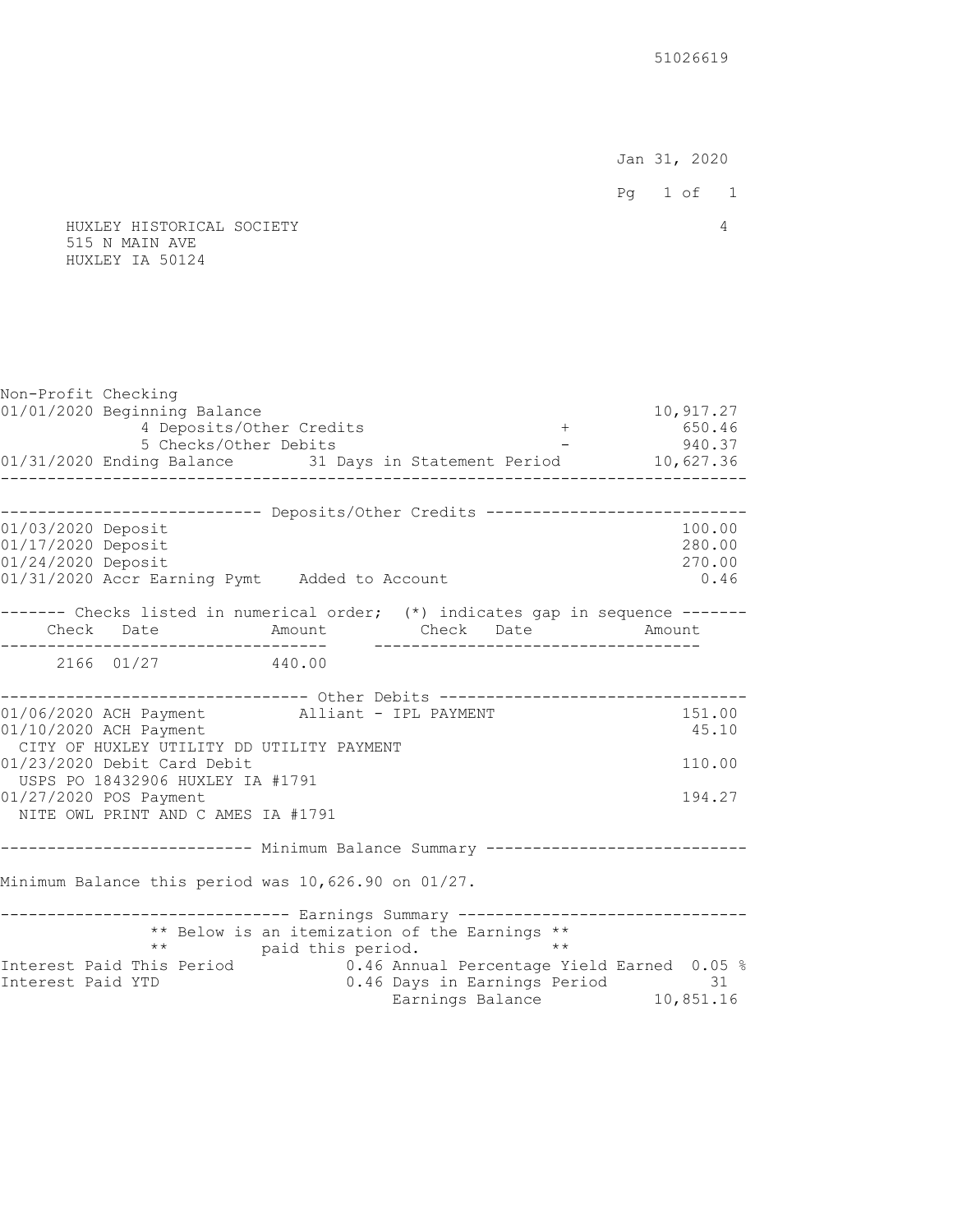51026619

Jan 31, 2020

HUXLEY HISTORICAL SOCIETY 4
515 N MAIN AVE
HUXLEY IA 50124

## Non-Profit Checking

| | | | |
|---|---|---|---|
| 01/01/2020 Beginning Balance | | | 10,917.27 |
| 4 Deposits/Other Credits | | + | 650.46 |
| 5 Checks/Other Debits | | - | 940.37 |
| 01/31/2020 Ending Balance | 31 Days in Statement Period | | 10,627.36 |

### Deposits/Other Credits

| Date | Description | | Amount |
|---|---|---|---|
| 01/03/2020 | Deposit | | 100.00 |
| 01/17/2020 | Deposit | | 280.00 |
| 01/24/2020 | Deposit | | 270.00 |
| 01/31/2020 | Accr Earning Pymt | Added to Account | 0.46 |

### Checks listed in numerical order; (*) indicates gap in sequence

| Check | Date | Amount | Check | Date | Amount |
|---|---|---|---|---|---|
| 2166 | 01/27 | 440.00 | | | |

### Other Debits

| Date | Description | Amount |
|---|---|---|
| 01/06/2020 | ACH Payment Alliant - IPL PAYMENT | 151.00 |
| 01/10/2020 | ACH Payment<br>CITY OF HUXLEY UTILITY DD UTILITY PAYMENT | 45.10 |
| 01/23/2020 | Debit Card Debit<br>USPS PO 18432906 HUXLEY IA #1791 | 110.00 |
| 01/27/2020 | POS Payment<br>NITE OWL PRINT AND C AMES IA #1791 | 194.27 |

### Minimum Balance Summary

Minimum Balance this period was 10,626.90 on 01/27.

### Earnings Summary

** Below is an itemization of the Earnings **
** paid this period. **

| | | | |
|---|---|---|---|
| Interest Paid This Period | 0.46 | Annual Percentage Yield Earned | 0.05 % |
| Interest Paid YTD | 0.46 | Days in Earnings Period | 31 |
| | | Earnings Balance | 10,851.16 |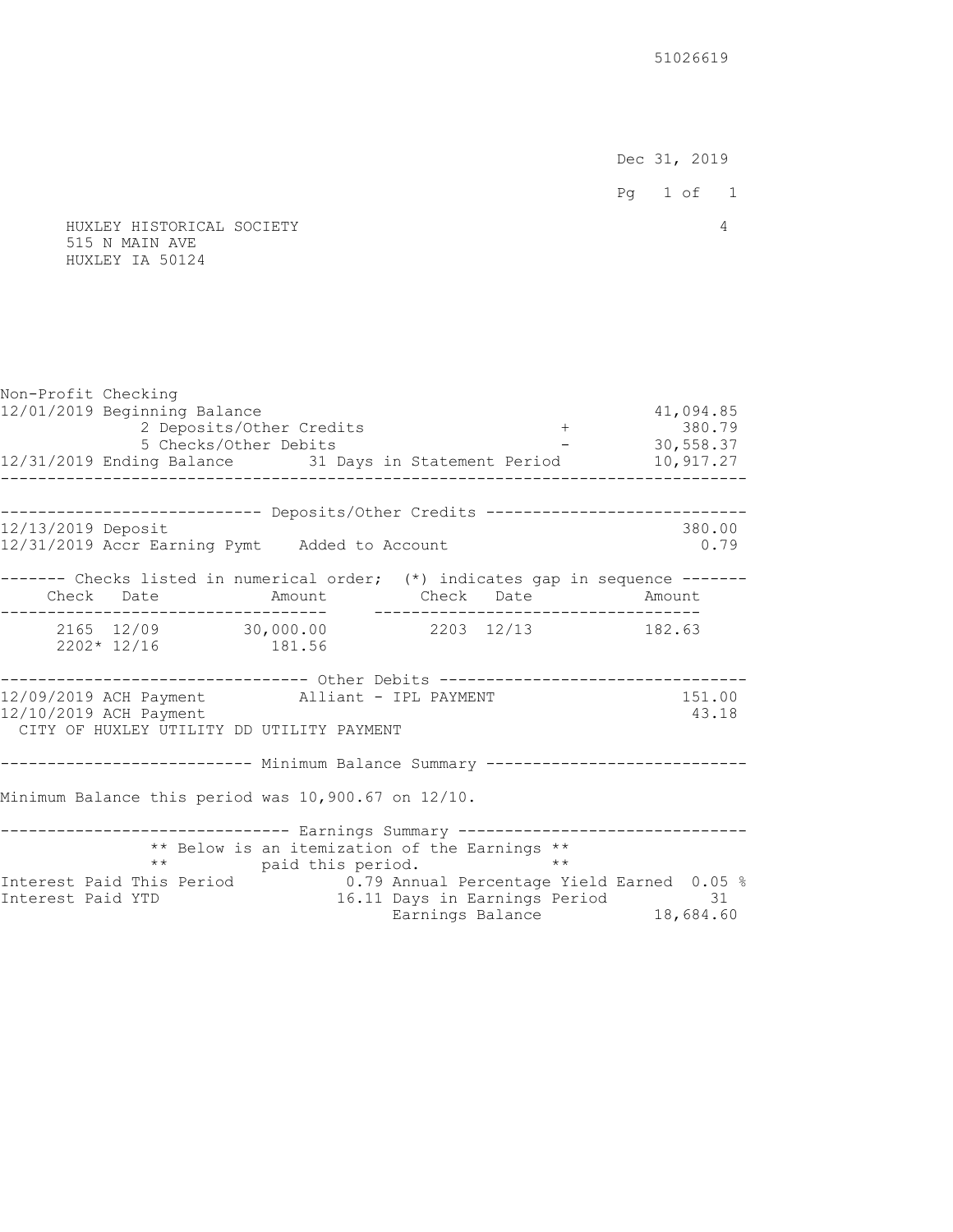51026619

Dec 31, 2019

HUXLEY HISTORICAL SOCIETY 4
515 N MAIN AVE
HUXLEY IA 50124

## Non-Profit Checking

| | | |
|---|---|---|
| 12/01/2019 Beginning Balance | | 41,094.85 |
| 2 Deposits/Other Credits | + | 380.79 |
| 5 Checks/Other Debits | - | 30,558.37 |
| 12/31/2019 Ending Balance 31 Days in Statement Period | | 10,917.27 |

### Deposits/Other Credits

| | | |
|---|---|---|
| 12/13/2019 Deposit | | 380.00 |
| 12/31/2019 Accr Earning Pymt | Added to Account | 0.79 |

### Checks listed in numerical order; (*) indicates gap in sequence

| Check | Date | Amount | Check | Date | Amount |
|---|---|---|---|---|---|
| 2165 | 12/09 | 30,000.00 | 2203 | 12/13 | 182.63 |
| 2202* | 12/16 | 181.56 | | | |

### Other Debits

| | | |
|---|---|---|
| 12/09/2019 ACH Payment | Alliant - IPL PAYMENT | 151.00 |
| 12/10/2019 ACH Payment<br>CITY OF HUXLEY UTILITY DD UTILITY PAYMENT | | 43.18 |

### Minimum Balance Summary

Minimum Balance this period was 10,900.67 on 12/10.

### Earnings Summary

** Below is an itemization of the Earnings **
** paid this period. **

| | | | |
|---|---|---|---|
| Interest Paid This Period | 0.79 | Annual Percentage Yield Earned | 0.05 % |
| Interest Paid YTD | 16.11 | Days in Earnings Period | 31 |
| | | Earnings Balance | 18,684.60 |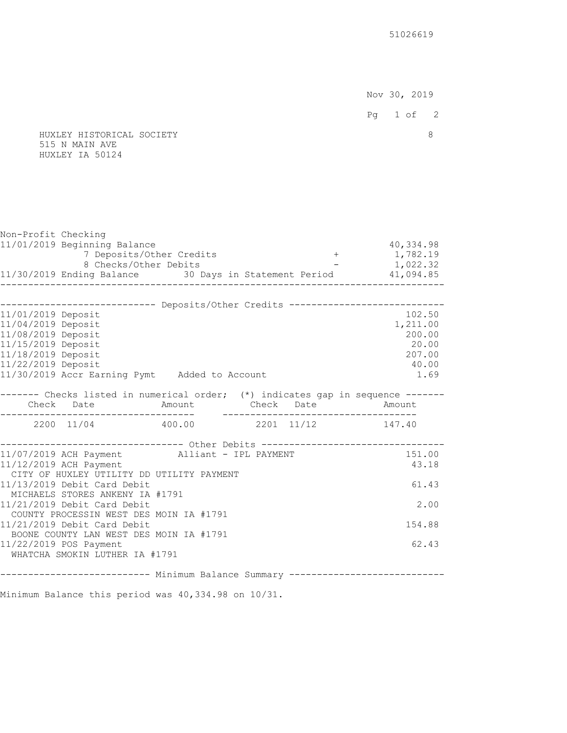51026619

Nov 30, 2019

HUXLEY HISTORICAL SOCIETY  
515 N MAIN AVE  
HUXLEY IA 50124

8

## Non-Profit Checking

| | | |
|---|---|---|
| 11/01/2019 Beginning Balance | | 40,334.98 |
| 7 Deposits/Other Credits | + | 1,782.19 |
| 8 Checks/Other Debits | - | 1,022.32 |
| 11/30/2019 Ending Balance 30 Days in Statement Period | | 41,094.85 |

### Deposits/Other Credits

| Date | Description | Amount |
|---|---|---|
| 11/01/2019 | Deposit | 102.50 |
| 11/04/2019 | Deposit | 1,211.00 |
| 11/08/2019 | Deposit | 200.00 |
| 11/15/2019 | Deposit | 20.00 |
| 11/18/2019 | Deposit | 207.00 |
| 11/22/2019 | Deposit | 40.00 |
| 11/30/2019 | Accr Earning Pymt Added to Account | 1.69 |

### Checks listed in numerical order; (*) indicates gap in sequence

| Check | Date | Amount | Check | Date | Amount |
|---|---|---|---|---|---|
| 2200 | 11/04 | 400.00 | 2201 | 11/12 | 147.40 |

### Other Debits

| Date | Description | Amount |
|---|---|---|
| 11/07/2019 | ACH Payment Alliant - IPL PAYMENT | 151.00 |
| 11/12/2019 | ACH Payment CITY OF HUXLEY UTILITY DD UTILITY PAYMENT | 43.18 |
| 11/13/2019 | Debit Card Debit MICHAELS STORES ANKENY IA #1791 | 61.43 |
| 11/21/2019 | Debit Card Debit COUNTY PROCESSIN WEST DES MOIN IA #1791 | 2.00 |
| 11/21/2019 | Debit Card Debit BOONE COUNTY LAN WEST DES MOIN IA #1791 | 154.88 |
| 11/22/2019 | POS Payment WHATCHA SMOKIN LUTHER IA #1791 | 62.43 |

### Minimum Balance Summary

Minimum Balance this period was 40,334.98 on 10/31.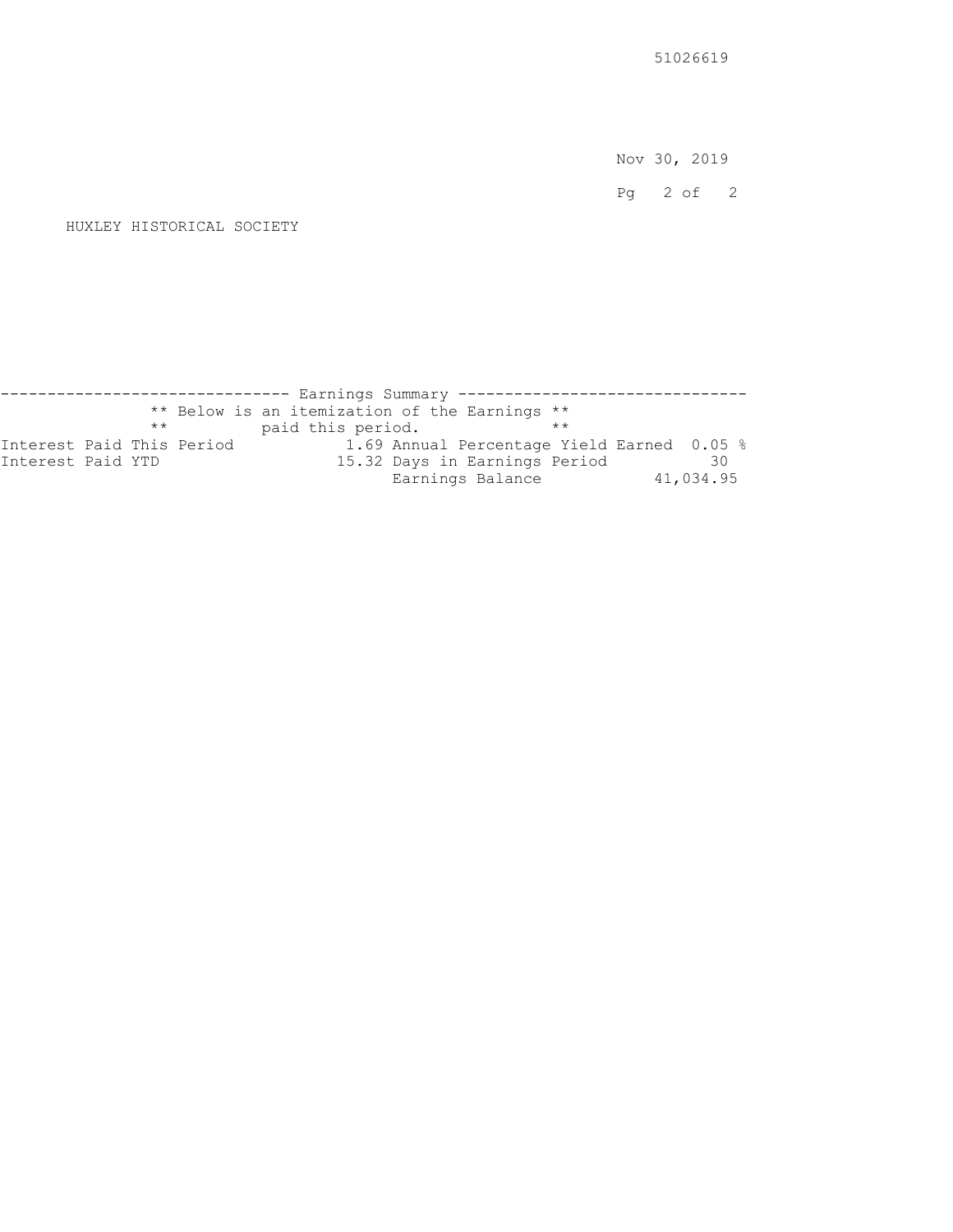51026619

Nov 30, 2019

HUXLEY HISTORICAL SOCIETY

## Earnings Summary

** Below is an itemization of the Earnings **
** paid this period. **

| | | | |
|---|---|---|---|
| Interest Paid This Period | 1.69 | Annual Percentage Yield Earned | 0.05 % |
| Interest Paid YTD | 15.32 | Days in Earnings Period | 30 |
| | | Earnings Balance | 41,034.95 |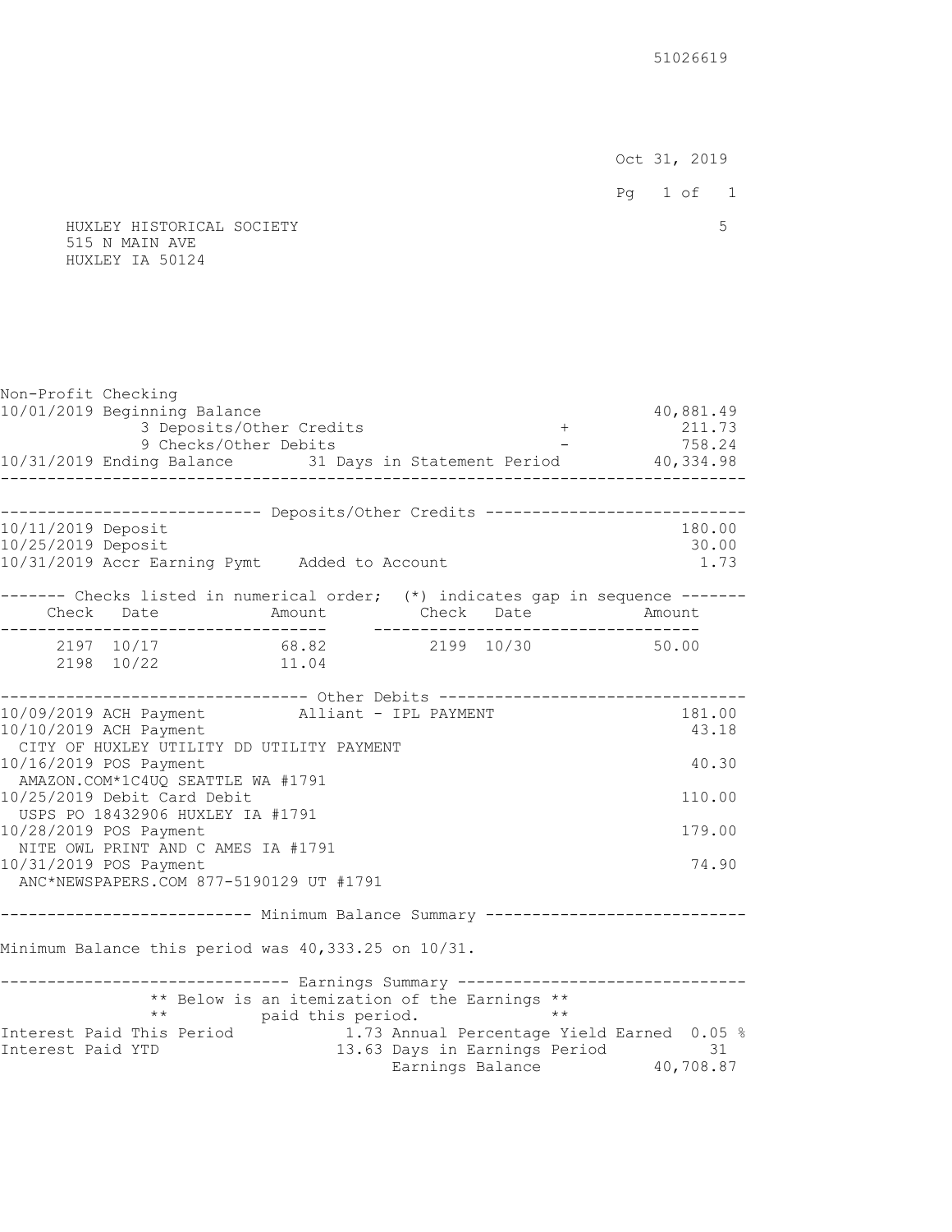51026619

Oct 31, 2019

HUXLEY HISTORICAL SOCIETY
515 N MAIN AVE
HUXLEY IA 50124

5

**Non-Profit Checking**

| | | |
|---|---|---|
| 10/01/2019 Beginning Balance | | 40,881.49 |
| 3 Deposits/Other Credits | + | 211.73 |
| 9 Checks/Other Debits | - | 758.24 |
| 10/31/2019 Ending Balance 31 Days in Statement Period | | 40,334.98 |

## Deposits/Other Credits

| | |
|---|---|
| 10/11/2019 Deposit | 180.00 |
| 10/25/2019 Deposit | 30.00 |
| 10/31/2019 Accr Earning Pymt Added to Account | 1.73 |

## Checks listed in numerical order; (*) indicates gap in sequence

| Check | Date | Amount | Check | Date | Amount |
|---|---|---|---|---|---|
| 2197 | 10/17 | 68.82 | 2199 | 10/30 | 50.00 |
| 2198 | 10/22 | 11.04 | | | |

## Other Debits

| | |
|---|---|
| 10/09/2019 ACH Payment Alliant - IPL PAYMENT | 181.00 |
| 10/10/2019 ACH Payment<br>CITY OF HUXLEY UTILITY DD UTILITY PAYMENT | 43.18 |
| 10/16/2019 POS Payment<br>AMAZON.COM*1C4UQ SEATTLE WA #1791 | 40.30 |
| 10/25/2019 Debit Card Debit<br>USPS PO 18432906 HUXLEY IA #1791 | 110.00 |
| 10/28/2019 POS Payment<br>NITE OWL PRINT AND C AMES IA #1791 | 179.00 |
| 10/31/2019 POS Payment<br>ANC*NEWSPAPERS.COM 877-5190129 UT #1791 | 74.90 |

## Minimum Balance Summary

Minimum Balance this period was 40,333.25 on 10/31.

## Earnings Summary

** Below is an itemization of the Earnings **
** paid this period. **

| | | | |
|---|---|---|---|
| Interest Paid This Period | 1.73 | Annual Percentage Yield Earned | 0.05 % |
| Interest Paid YTD | 13.63 | Days in Earnings Period | 31 |
| | | Earnings Balance | 40,708.87 |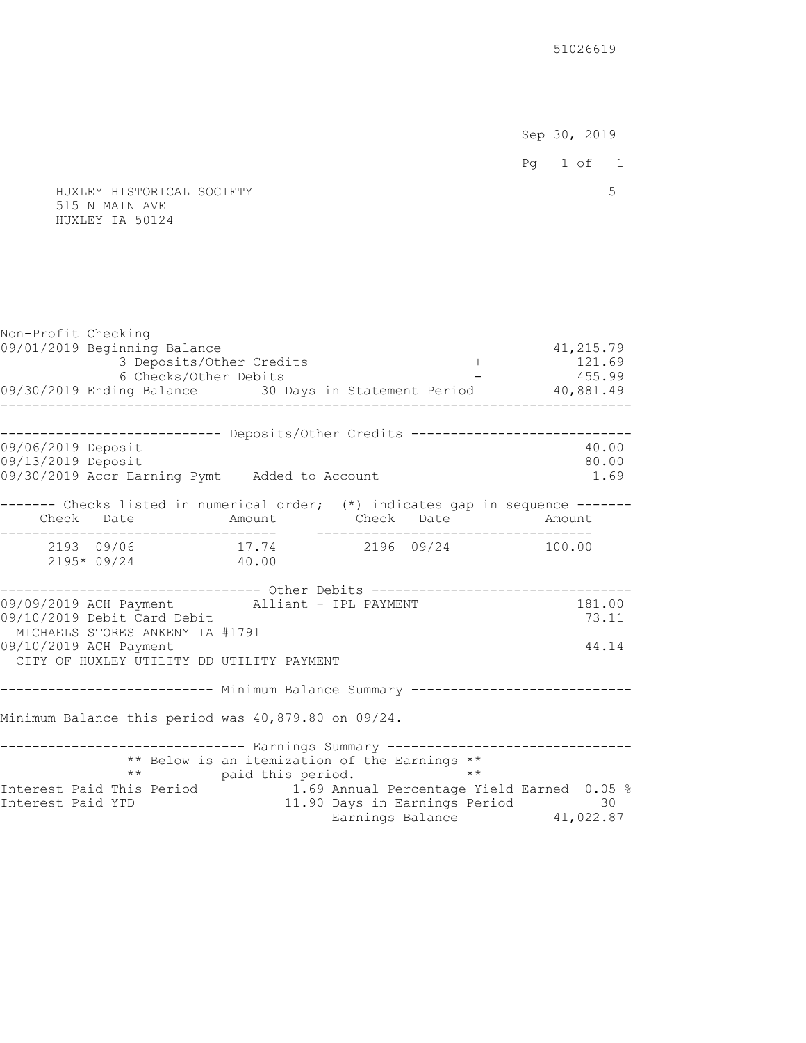51026619

Sep 30, 2019

HUXLEY HISTORICAL SOCIETY 5
515 N MAIN AVE
HUXLEY IA 50124

## Non-Profit Checking

| | | |
|---|---|---|
| 09/01/2019 Beginning Balance | | 41,215.79 |
| 3 Deposits/Other Credits | + | 121.69 |
| 6 Checks/Other Debits | - | 455.99 |
| 09/30/2019 Ending Balance 30 Days in Statement Period | | 40,881.49 |

### Deposits/Other Credits

| Date | Description | Amount |
|---|---|---|
| 09/06/2019 | Deposit | 40.00 |
| 09/13/2019 | Deposit | 80.00 |
| 09/30/2019 | Accr Earning Pymt Added to Account | 1.69 |

### Checks listed in numerical order; (*) indicates gap in sequence

| Check | Date | Amount | Check | Date | Amount |
|---|---|---|---|---|---|
| 2193 | 09/06 | 17.74 | 2196 | 09/24 | 100.00 |
| 2195* | 09/24 | 40.00 | | | |

### Other Debits

| Date | Description | Amount |
|---|---|---|
| 09/09/2019 | ACH Payment Alliant - IPL PAYMENT | 181.00 |
| 09/10/2019 | Debit Card Debit MICHAELS STORES ANKENY IA #1791 | 73.11 |
| 09/10/2019 | ACH Payment CITY OF HUXLEY UTILITY DD UTILITY PAYMENT | 44.14 |

### Minimum Balance Summary

Minimum Balance this period was 40,879.80 on 09/24.

### Earnings Summary

** Below is an itemization of the Earnings **
** paid this period. **

| | | | |
|---|---|---|---|
| Interest Paid This Period | 1.69 | Annual Percentage Yield Earned | 0.05 % |
| Interest Paid YTD | 11.90 | Days in Earnings Period | 30 |
| | | Earnings Balance | 41,022.87 |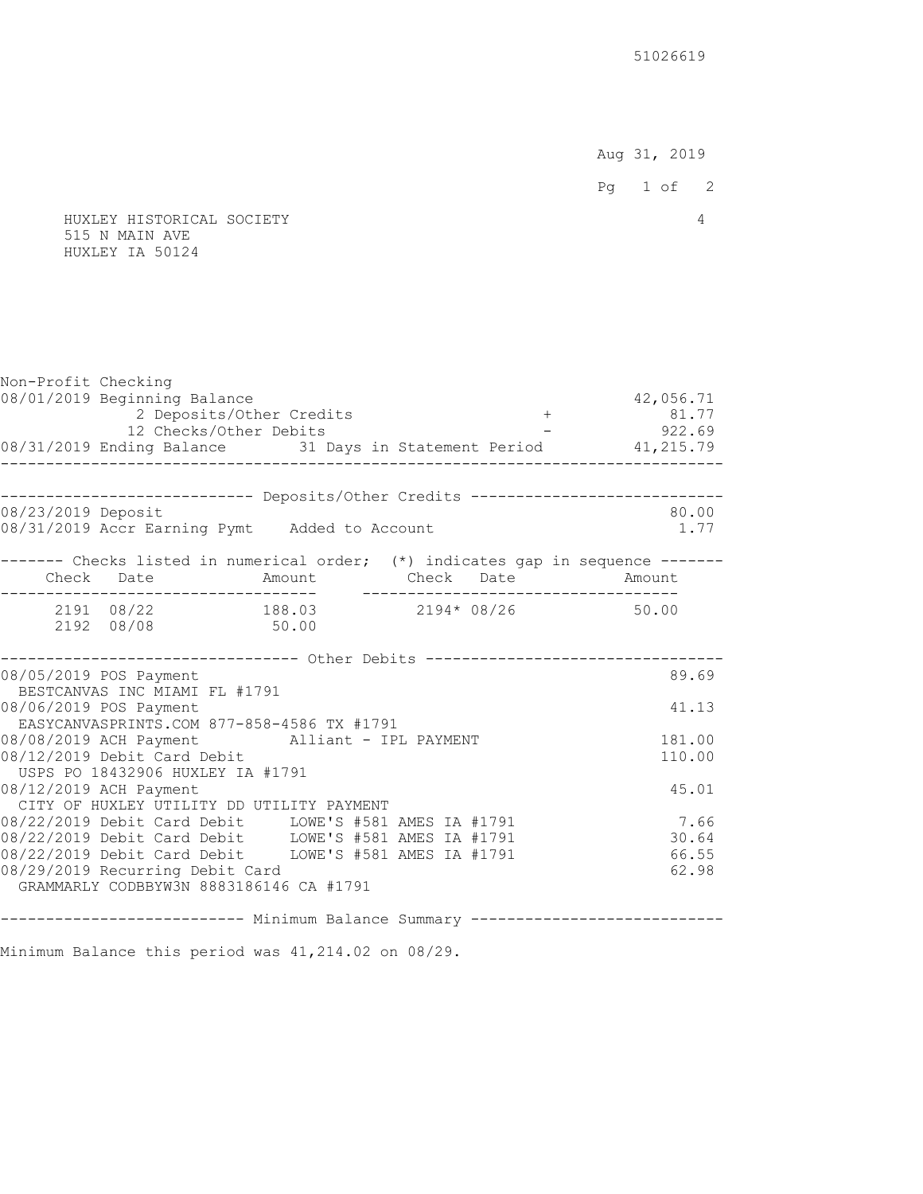51026619

Aug 31, 2019

HUXLEY HISTORICAL SOCIETY
515 N MAIN AVE
HUXLEY IA 50124

4

## Non-Profit Checking

| | | |
|---|---|---|
| 08/01/2019 Beginning Balance | | 42,056.71 |
| 2 Deposits/Other Credits | + | 81.77 |
| 12 Checks/Other Debits | - | 922.69 |
| 08/31/2019 Ending Balance 31 Days in Statement Period | | 41,215.79 |

### Deposits/Other Credits

| | |
|---|---|
| 08/23/2019 Deposit | 80.00 |
| 08/31/2019 Accr Earning Pymt Added to Account | 1.77 |

### Checks listed in numerical order; (*) indicates gap in sequence

| Check | Date | Amount | Check | Date | Amount |
|---|---|---|---|---|---|
| 2191 | 08/22 | 188.03 | 2194* | 08/26 | 50.00 |
| 2192 | 08/08 | 50.00 | | | |

### Other Debits

| | |
|---|---|
| 08/05/2019 POS Payment<br>BESTCANVAS INC MIAMI FL #1791 | 89.69 |
| 08/06/2019 POS Payment<br>EASYCANVASPRINTS.COM 877-858-4586 TX #1791 | 41.13 |
| 08/08/2019 ACH Payment Alliant - IPL PAYMENT | 181.00 |
| 08/12/2019 Debit Card Debit<br>USPS PO 18432906 HUXLEY IA #1791 | 110.00 |
| 08/12/2019 ACH Payment<br>CITY OF HUXLEY UTILITY DD UTILITY PAYMENT | 45.01 |
| 08/22/2019 Debit Card Debit LOWE'S #581 AMES IA #1791 | 7.66 |
| 08/22/2019 Debit Card Debit LOWE'S #581 AMES IA #1791 | 30.64 |
| 08/22/2019 Debit Card Debit LOWE'S #581 AMES IA #1791 | 66.55 |
| 08/29/2019 Recurring Debit Card<br>GRAMMARLY CODBBYW3N 8883186146 CA #1791 | 62.98 |

### Minimum Balance Summary

Minimum Balance this period was 41,214.02 on 08/29.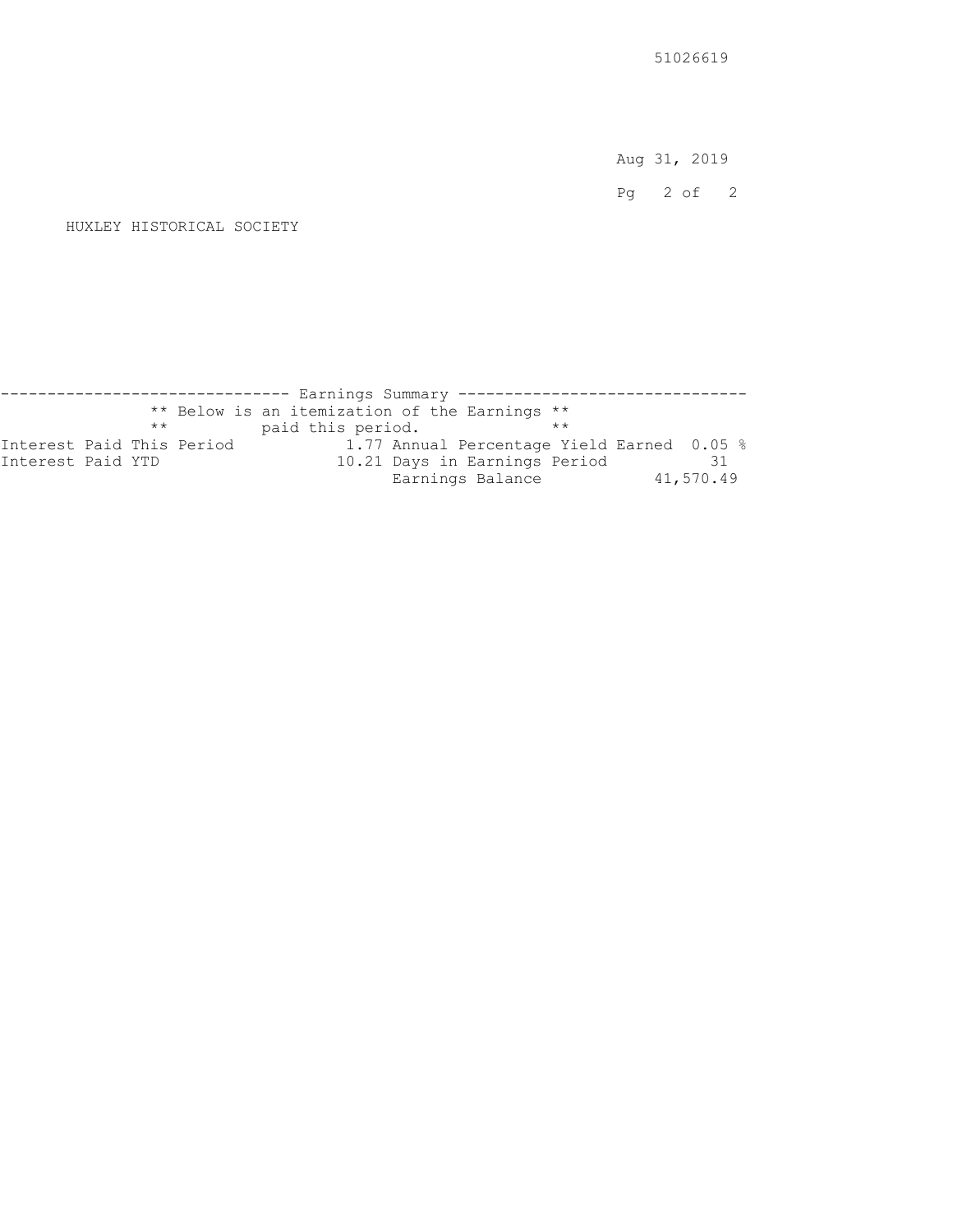51026619

Aug 31, 2019

HUXLEY HISTORICAL SOCIETY

## Earnings Summary

** Below is an itemization of the Earnings **
** paid this period. **

| | | | |
|---|---|---|---|
| Interest Paid This Period | 1.77 | Annual Percentage Yield Earned | 0.05 % |
| Interest Paid YTD | 10.21 | Days in Earnings Period | 31 |
| | | Earnings Balance | 41,570.49 |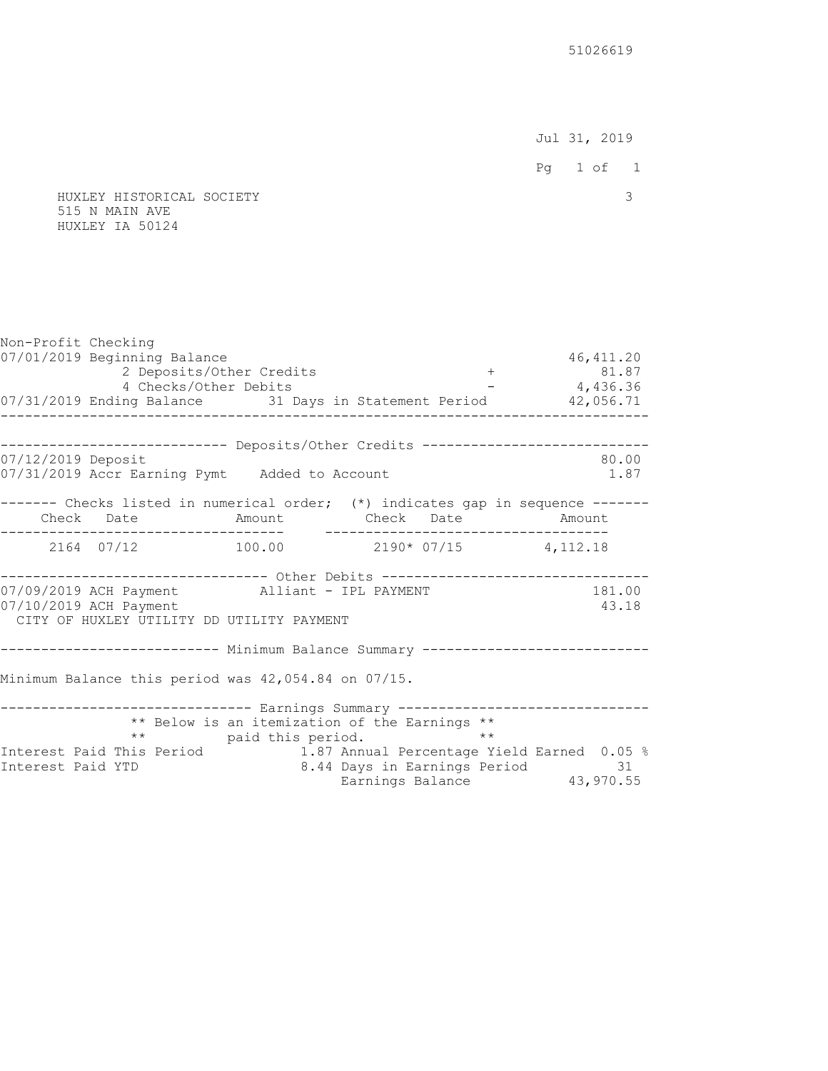51026619

Jul 31, 2019

HUXLEY HISTORICAL SOCIETY 3
515 N MAIN AVE
HUXLEY IA 50124

Non-Profit Checking

| | | |
|---|---|---|
| 07/01/2019 Beginning Balance | | 46,411.20 |
| 2 Deposits/Other Credits | + | 81.87 |
| 4 Checks/Other Debits | - | 4,436.36 |
| 07/31/2019 Ending Balance 31 Days in Statement Period | | 42,056.71 |

**Deposits/Other Credits**

| | |
|---|---|
| 07/12/2019 Deposit | 80.00 |
| 07/31/2019 Accr Earning Pymt Added to Account | 1.87 |

**Checks listed in numerical order; (*) indicates gap in sequence**

| Check | Date | Amount | Check | Date | Amount |
|---|---|---|---|---|---|
| 2164 | 07/12 | 100.00 | 2190* | 07/15 | 4,112.18 |

**Other Debits**

| | |
|---|---|
| 07/09/2019 ACH Payment Alliant - IPL PAYMENT | 181.00 |
| 07/10/2019 ACH Payment<br>CITY OF HUXLEY UTILITY DD UTILITY PAYMENT | 43.18 |

**Minimum Balance Summary**

Minimum Balance this period was 42,054.84 on 07/15.

**Earnings Summary**

** Below is an itemization of the Earnings **
** paid this period. **

| | | | |
|---|---|---|---|
| Interest Paid This Period | 1.87 | Annual Percentage Yield Earned | 0.05 % |
| Interest Paid YTD | 8.44 | Days in Earnings Period | 31 |
| | | Earnings Balance | 43,970.55 |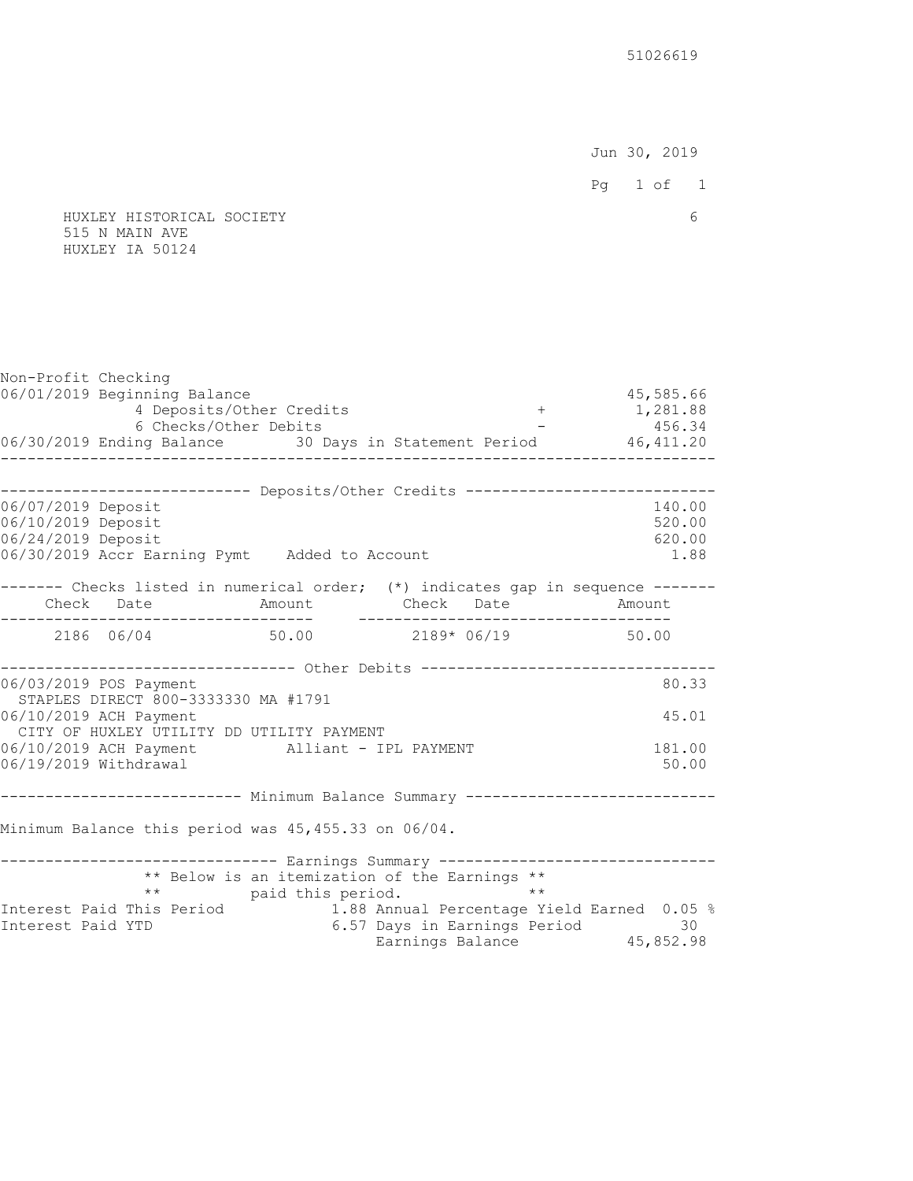51026619

Jun 30, 2019

HUXLEY HISTORICAL SOCIETY
515 N MAIN AVE
HUXLEY IA 50124

6

**Non-Profit Checking**

| | | |
|---|---|---|
| 06/01/2019 Beginning Balance | | 45,585.66 |
| 4 Deposits/Other Credits | + | 1,281.88 |
| 6 Checks/Other Debits | - | 456.34 |
| 06/30/2019 Ending Balance 30 Days in Statement Period | | 46,411.20 |

**Deposits/Other Credits**

| Date | Description | Amount |
|---|---|---|
| 06/07/2019 | Deposit | 140.00 |
| 06/10/2019 | Deposit | 520.00 |
| 06/24/2019 | Deposit | 620.00 |
| 06/30/2019 | Accr Earning Pymt Added to Account | 1.88 |

**Checks listed in numerical order; (*) indicates gap in sequence**

| Check | Date | Amount | Check | Date | Amount |
|---|---|---|---|---|---|
| 2186 | 06/04 | 50.00 | 2189* | 06/19 | 50.00 |

**Other Debits**

| Date | Description | Amount |
|---|---|---|
| 06/03/2019 | POS Payment<br>STAPLES DIRECT 800-3333330 MA #1791 | 80.33 |
| 06/10/2019 | ACH Payment<br>CITY OF HUXLEY UTILITY DD UTILITY PAYMENT | 45.01 |
| 06/10/2019 | ACH Payment Alliant - IPL PAYMENT | 181.00 |
| 06/19/2019 | Withdrawal | 50.00 |

**Minimum Balance Summary**

Minimum Balance this period was 45,455.33 on 06/04.

**Earnings Summary**

** Below is an itemization of the Earnings **
** paid this period. **

| | | | |
|---|---|---|---|
| Interest Paid This Period | 1.88 | Annual Percentage Yield Earned | 0.05 % |
| Interest Paid YTD | 6.57 | Days in Earnings Period | 30 |
| | | Earnings Balance | 45,852.98 |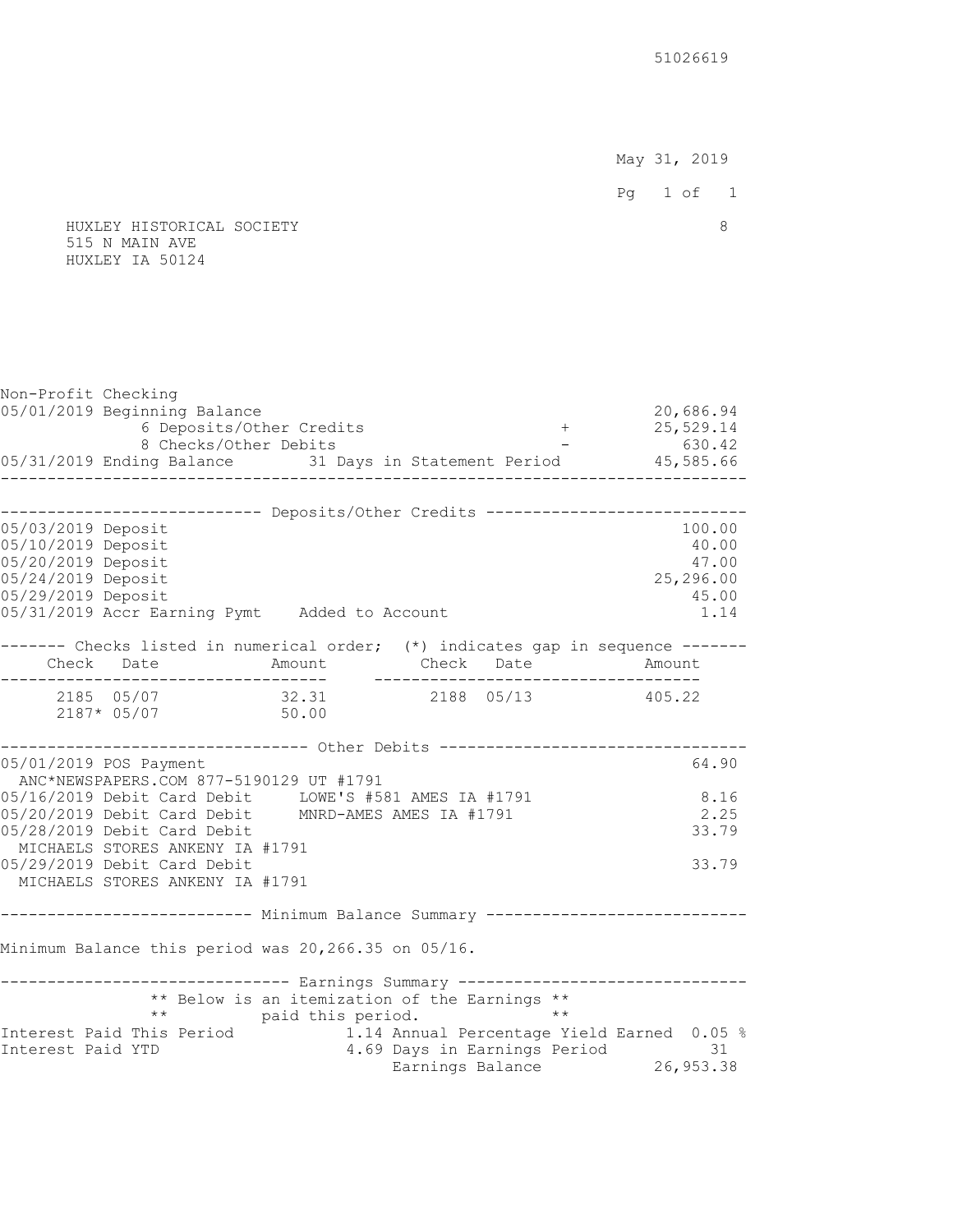51026619

May 31, 2019

HUXLEY HISTORICAL SOCIETY
515 N MAIN AVE
HUXLEY IA 50124

8

## Non-Profit Checking

| | | |
|---|---|---|
| 05/01/2019 Beginning Balance | | 20,686.94 |
| 6 Deposits/Other Credits | + | 25,529.14 |
| 8 Checks/Other Debits | - | 630.42 |
| 05/31/2019 Ending Balance 31 Days in Statement Period | | 45,585.66 |

### Deposits/Other Credits

| Date | Description | Amount |
|---|---|---|
| 05/03/2019 | Deposit | 100.00 |
| 05/10/2019 | Deposit | 40.00 |
| 05/20/2019 | Deposit | 47.00 |
| 05/24/2019 | Deposit | 25,296.00 |
| 05/29/2019 | Deposit | 45.00 |
| 05/31/2019 | Accr Earning Pymt Added to Account | 1.14 |

### Checks listed in numerical order; (*) indicates gap in sequence

| Check | Date | Amount | Check | Date | Amount |
|---|---|---|---|---|---|
| 2185 | 05/07 | 32.31 | 2188 | 05/13 | 405.22 |
| 2187* | 05/07 | 50.00 | | | |

### Other Debits

| Date | Description | Amount |
|---|---|---|
| 05/01/2019 | POS Payment ANC*NEWSPAPERS.COM 877-5190129 UT #1791 | 64.90 |
| 05/16/2019 | Debit Card Debit LOWE'S #581 AMES IA #1791 | 8.16 |
| 05/20/2019 | Debit Card Debit MNRD-AMES AMES IA #1791 | 2.25 |
| 05/28/2019 | Debit Card Debit MICHAELS STORES ANKENY IA #1791 | 33.79 |
| 05/29/2019 | Debit Card Debit MICHAELS STORES ANKENY IA #1791 | 33.79 |

### Minimum Balance Summary

Minimum Balance this period was 20,266.35 on 05/16.

### Earnings Summary

** Below is an itemization of the Earnings **
** paid this period. **

| | | | |
|---|---|---|---|
| Interest Paid This Period | 1.14 | Annual Percentage Yield Earned | 0.05 % |
| Interest Paid YTD | 4.69 | Days in Earnings Period | 31 |
| | | Earnings Balance | 26,953.38 |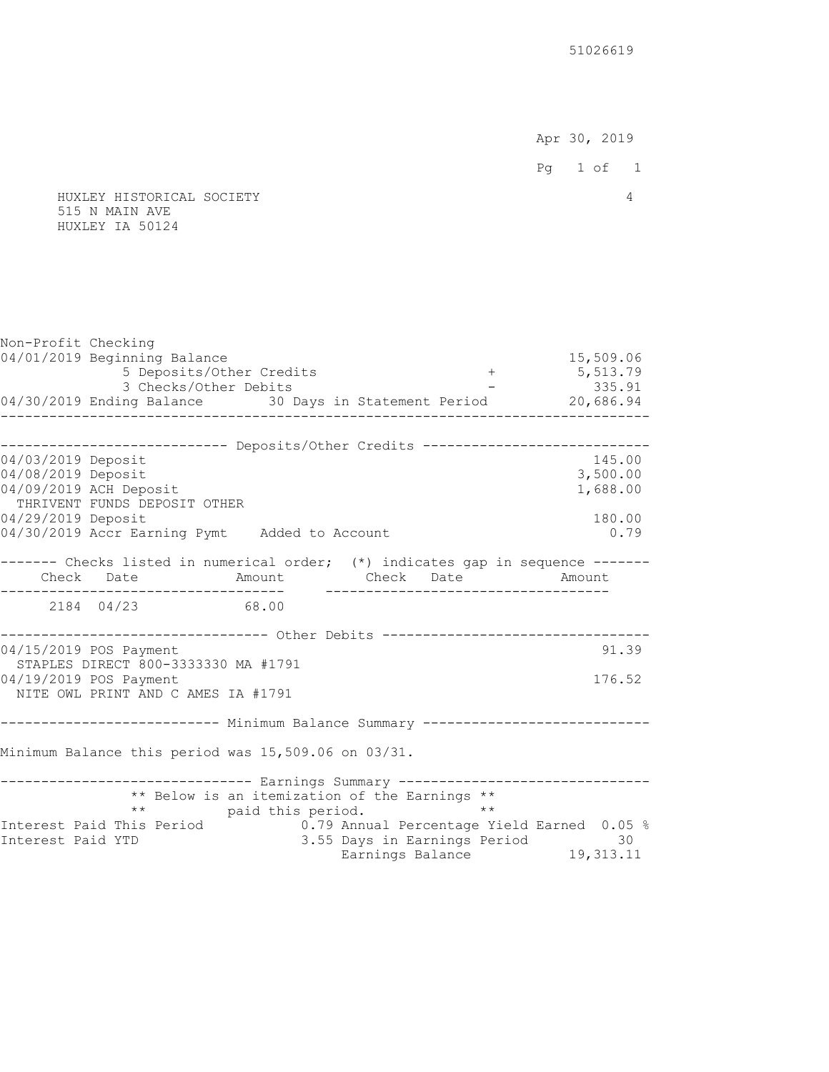51026619

Apr 30, 2019

HUXLEY HISTORICAL SOCIETY
515 N MAIN AVE
HUXLEY IA 50124

4

## Non-Profit Checking

| | | | |
|---|---|---|---|
| 04/01/2019 Beginning Balance | | | 15,509.06 |
| 5 Deposits/Other Credits | | + | 5,513.79 |
| 3 Checks/Other Debits | | - | 335.91 |
| 04/30/2019 Ending Balance | 30 Days in Statement Period | | 20,686.94 |

### Deposits/Other Credits

| Date | Description | Amount |
|---|---|---|
| 04/03/2019 | Deposit | 145.00 |
| 04/08/2019 | Deposit | 3,500.00 |
| 04/09/2019 | ACH Deposit THRIVENT FUNDS DEPOSIT OTHER | 1,688.00 |
| 04/29/2019 | Deposit | 180.00 |
| 04/30/2019 | Accr Earning Pymt Added to Account | 0.79 |

### Checks listed in numerical order; (*) indicates gap in sequence

| Check | Date | Amount | Check | Date | Amount |
|---|---|---|---|---|---|
| 2184 | 04/23 | 68.00 | | | |

### Other Debits

| Date | Description | Amount |
|---|---|---|
| 04/15/2019 | POS Payment STAPLES DIRECT 800-3333330 MA #1791 | 91.39 |
| 04/19/2019 | POS Payment NITE OWL PRINT AND C AMES IA #1791 | 176.52 |

### Minimum Balance Summary

Minimum Balance this period was 15,509.06 on 03/31.

### Earnings Summary

** Below is an itemization of the Earnings **
** paid this period. **

| | | | |
|---|---|---|---|
| Interest Paid This Period | 0.79 | Annual Percentage Yield Earned | 0.05 % |
| Interest Paid YTD | 3.55 | Days in Earnings Period | 30 |
| | | Earnings Balance | 19,313.11 |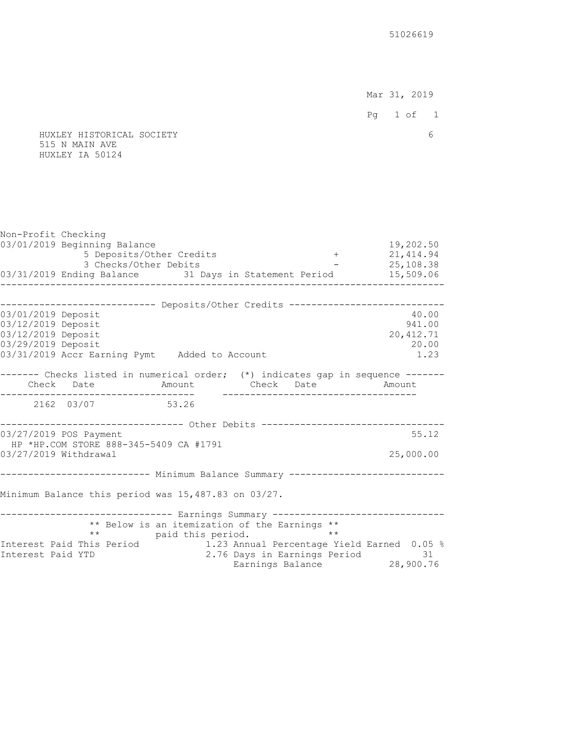51026619

Mar 31, 2019

HUXLEY HISTORICAL SOCIETY  
515 N MAIN AVE  
HUXLEY IA 50124

6

**Non-Profit Checking**

| | | | |
|---|---|---|---|
| 03/01/2019 Beginning Balance | | | 19,202.50 |
| | 5 Deposits/Other Credits | + | 21,414.94 |
| | 3 Checks/Other Debits | - | 25,108.38 |
| 03/31/2019 Ending Balance | 31 Days in Statement Period | | 15,509.06 |

**Deposits/Other Credits**

| Date | Description | Amount |
|---|---|---|
| 03/01/2019 | Deposit | 40.00 |
| 03/12/2019 | Deposit | 941.00 |
| 03/12/2019 | Deposit | 20,412.71 |
| 03/29/2019 | Deposit | 20.00 |
| 03/31/2019 | Accr Earning Pymt Added to Account | 1.23 |

**Checks listed in numerical order; (\*) indicates gap in sequence**

| Check | Date | Amount | Check | Date | Amount |
|---|---|---|---|---|---|
| 2162 | 03/07 | 53.26 | | | |

**Other Debits**

| Date | Description | Amount |
|---|---|---|
| 03/27/2019 | POS Payment<br>HP *HP.COM STORE 888-345-5409 CA #1791 | 55.12 |
| 03/27/2019 | Withdrawal | 25,000.00 |

**Minimum Balance Summary**

Minimum Balance this period was 15,487.83 on 03/27.

**Earnings Summary**

** Below is an itemization of the Earnings **
** paid this period. **

| | | | |
|---|---|---|---|
| Interest Paid This Period | 1.23 | Annual Percentage Yield Earned | 0.05 % |
| Interest Paid YTD | 2.76 | Days in Earnings Period | 31 |
| | | Earnings Balance | 28,900.76 |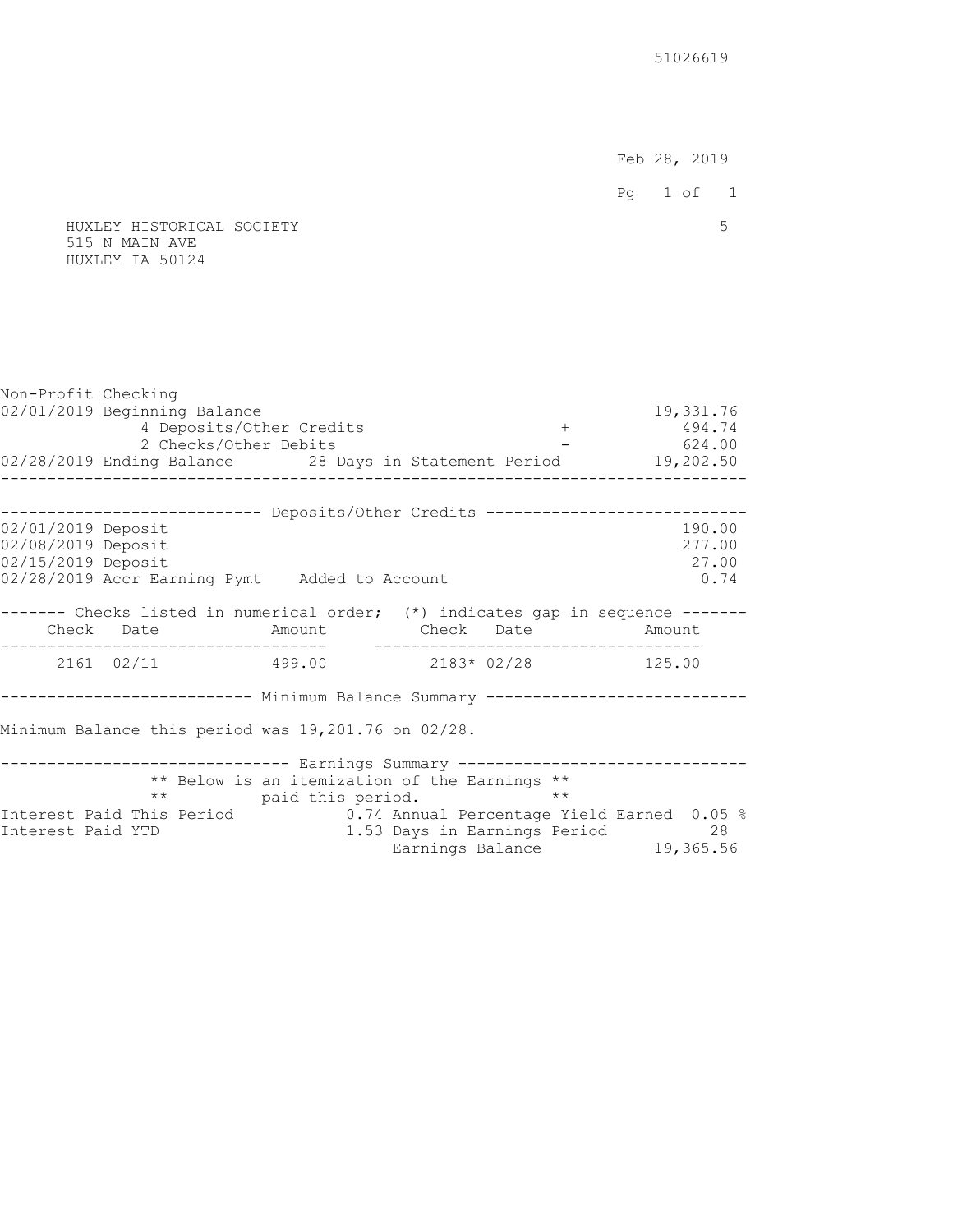51026619

Feb 28, 2019

HUXLEY HISTORICAL SOCIETY
515 N MAIN AVE
HUXLEY IA 50124

5

**Non-Profit Checking**

| | | |
|---|---|---|
| 02/01/2019 Beginning Balance | | 19,331.76 |
| 4 Deposits/Other Credits | + | 494.74 |
| 2 Checks/Other Debits | - | 624.00 |
| 02/28/2019 Ending Balance 28 Days in Statement Period | | 19,202.50 |

**Deposits/Other Credits**

| Date | Description | Amount |
|---|---|---|
| 02/01/2019 | Deposit | 190.00 |
| 02/08/2019 | Deposit | 277.00 |
| 02/15/2019 | Deposit | 27.00 |
| 02/28/2019 | Accr Earning Pymt Added to Account | 0.74 |

**Checks listed in numerical order; (*) indicates gap in sequence**

| Check | Date | Amount | Check | Date | Amount |
|---|---|---|---|---|---|
| 2161 | 02/11 | 499.00 | 2183* | 02/28 | 125.00 |

**Minimum Balance Summary**

Minimum Balance this period was 19,201.76 on 02/28.

**Earnings Summary**

** Below is an itemization of the Earnings **
** paid this period. **

| | | | |
|---|---|---|---|
| Interest Paid This Period | 0.74 | Annual Percentage Yield Earned | 0.05 % |
| Interest Paid YTD | 1.53 | Days in Earnings Period | 28 |
| | | Earnings Balance | 19,365.56 |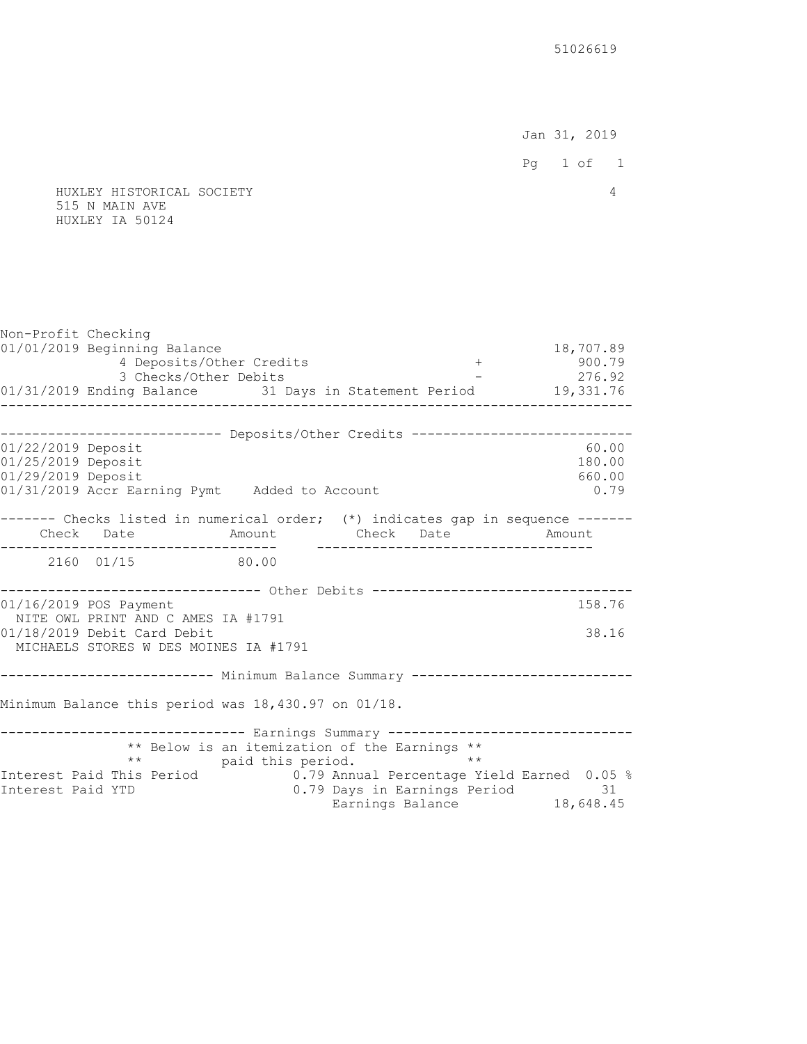51026619

Jan 31, 2019

HUXLEY HISTORICAL SOCIETY  
515 N MAIN AVE  
HUXLEY IA 50124

4

## Non-Profit Checking

| | | | |
|---|---|---|---|
| 01/01/2019 Beginning Balance | | | 18,707.89 |
| | 4 Deposits/Other Credits | + | 900.79 |
| | 3 Checks/Other Debits | - | 276.92 |
| 01/31/2019 Ending Balance | 31 Days in Statement Period | | 19,331.76 |

### Deposits/Other Credits

| Date | Description | Amount |
|---|---|---|
| 01/22/2019 | Deposit | 60.00 |
| 01/25/2019 | Deposit | 180.00 |
| 01/29/2019 | Deposit | 660.00 |
| 01/31/2019 | Accr Earning Pymt Added to Account | 0.79 |

### Checks listed in numerical order; (*) indicates gap in sequence

| Check | Date | Amount | Check | Date | Amount |
|---|---|---|---|---|---|
| 2160 | 01/15 | 80.00 | | | |

### Other Debits

| Date | Description | Amount |
|---|---|---|
| 01/16/2019 | POS Payment<br>NITE OWL PRINT AND C AMES IA #1791 | 158.76 |
| 01/18/2019 | Debit Card Debit<br>MICHAELS STORES W DES MOINES IA #1791 | 38.16 |

### Minimum Balance Summary

Minimum Balance this period was 18,430.97 on 01/18.

### Earnings Summary

** Below is an itemization of the Earnings **  
** paid this period. **

| | | | |
|---|---|---|---|
| Interest Paid This Period | 0.79 | Annual Percentage Yield Earned | 0.05 % |
| Interest Paid YTD | 0.79 | Days in Earnings Period | 31 |
| | | Earnings Balance | 18,648.45 |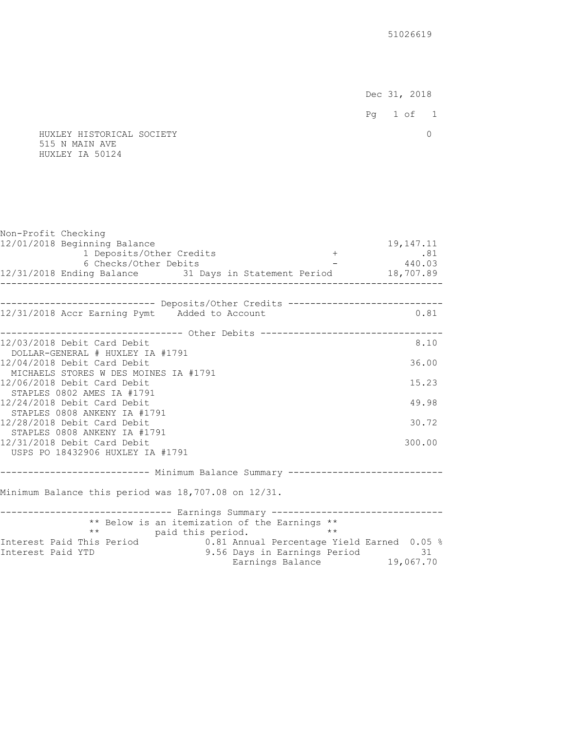51026619

Dec 31, 2018

HUXLEY HISTORICAL SOCIETY
515 N MAIN AVE
HUXLEY IA 50124

0

**Non-Profit Checking**

| | | | |
|---|---|---|---|
| 12/01/2018 Beginning Balance | | | 19,147.11 |
| 1 Deposits/Other Credits | | + | .81 |
| 6 Checks/Other Debits | | - | 440.03 |
| 12/31/2018 Ending Balance | 31 Days in Statement Period | | 18,707.89 |

**Deposits/Other Credits**

| Date | Description | Amount |
|---|---|---|
| 12/31/2018 | Accr Earning Pymt Added to Account | 0.81 |

**Other Debits**

| Date | Description | Amount |
|---|---|---|
| 12/03/2018 | Debit Card Debit<br>DOLLAR-GENERAL # HUXLEY IA #1791 | 8.10 |
| 12/04/2018 | Debit Card Debit<br>MICHAELS STORES W DES MOINES IA #1791 | 36.00 |
| 12/06/2018 | Debit Card Debit<br>STAPLES 0802 AMES IA #1791 | 15.23 |
| 12/24/2018 | Debit Card Debit<br>STAPLES 0808 ANKENY IA #1791 | 49.98 |
| 12/28/2018 | Debit Card Debit<br>STAPLES 0808 ANKENY IA #1791 | 30.72 |
| 12/31/2018 | Debit Card Debit<br>USPS PO 18432906 HUXLEY IA #1791 | 300.00 |

**Minimum Balance Summary**

Minimum Balance this period was 18,707.08 on 12/31.

**Earnings Summary**

** Below is an itemization of the Earnings **
** paid this period. **

| | | | |
|---|---|---|---|
| Interest Paid This Period | 0.81 | Annual Percentage Yield Earned | 0.05 % |
| Interest Paid YTD | 9.56 | Days in Earnings Period | 31 |
| | | Earnings Balance | 19,067.70 |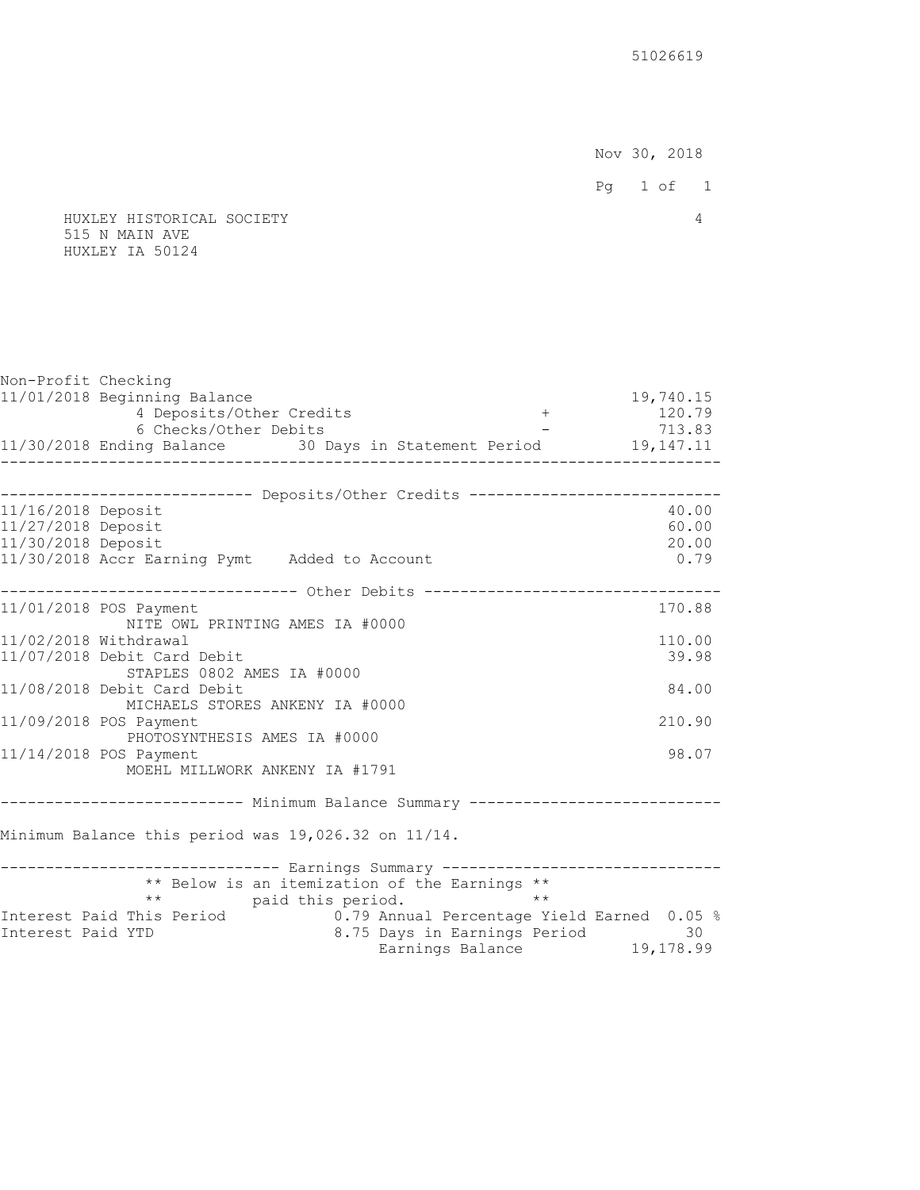51026619

Nov 30, 2018

HUXLEY HISTORICAL SOCIETY
515 N MAIN AVE
HUXLEY IA 50124

4

**Non-Profit Checking**

| Date | Description | | Amount |
|---|---|---|---|
| 11/01/2018 | Beginning Balance | | 19,740.15 |
| | 4 Deposits/Other Credits | + | 120.79 |
| | 6 Checks/Other Debits | - | 713.83 |
| 11/30/2018 | Ending Balance 30 Days in Statement Period | | 19,147.11 |

**Deposits/Other Credits**

| Date | Description | Amount |
|---|---|---|
| 11/16/2018 | Deposit | 40.00 |
| 11/27/2018 | Deposit | 60.00 |
| 11/30/2018 | Deposit | 20.00 |
| 11/30/2018 | Accr Earning Pymt Added to Account | 0.79 |

**Other Debits**

| Date | Description | Amount |
|---|---|---|
| 11/01/2018 | POS Payment NITE OWL PRINTING AMES IA #0000 | 170.88 |
| 11/02/2018 | Withdrawal | 110.00 |
| 11/07/2018 | Debit Card Debit STAPLES 0802 AMES IA #0000 | 39.98 |
| 11/08/2018 | Debit Card Debit MICHAELS STORES ANKENY IA #0000 | 84.00 |
| 11/09/2018 | POS Payment PHOTOSYNTHESIS AMES IA #0000 | 210.90 |
| 11/14/2018 | POS Payment MOEHL MILLWORK ANKENY IA #1791 | 98.07 |

**Minimum Balance Summary**

Minimum Balance this period was 19,026.32 on 11/14.

**Earnings Summary**

** Below is an itemization of the Earnings **
** paid this period. **

| | | | |
|---|---|---|---|
| Interest Paid This Period | 0.79 | Annual Percentage Yield Earned | 0.05 % |
| Interest Paid YTD | 8.75 | Days in Earnings Period | 30 |
| | | Earnings Balance | 19,178.99 |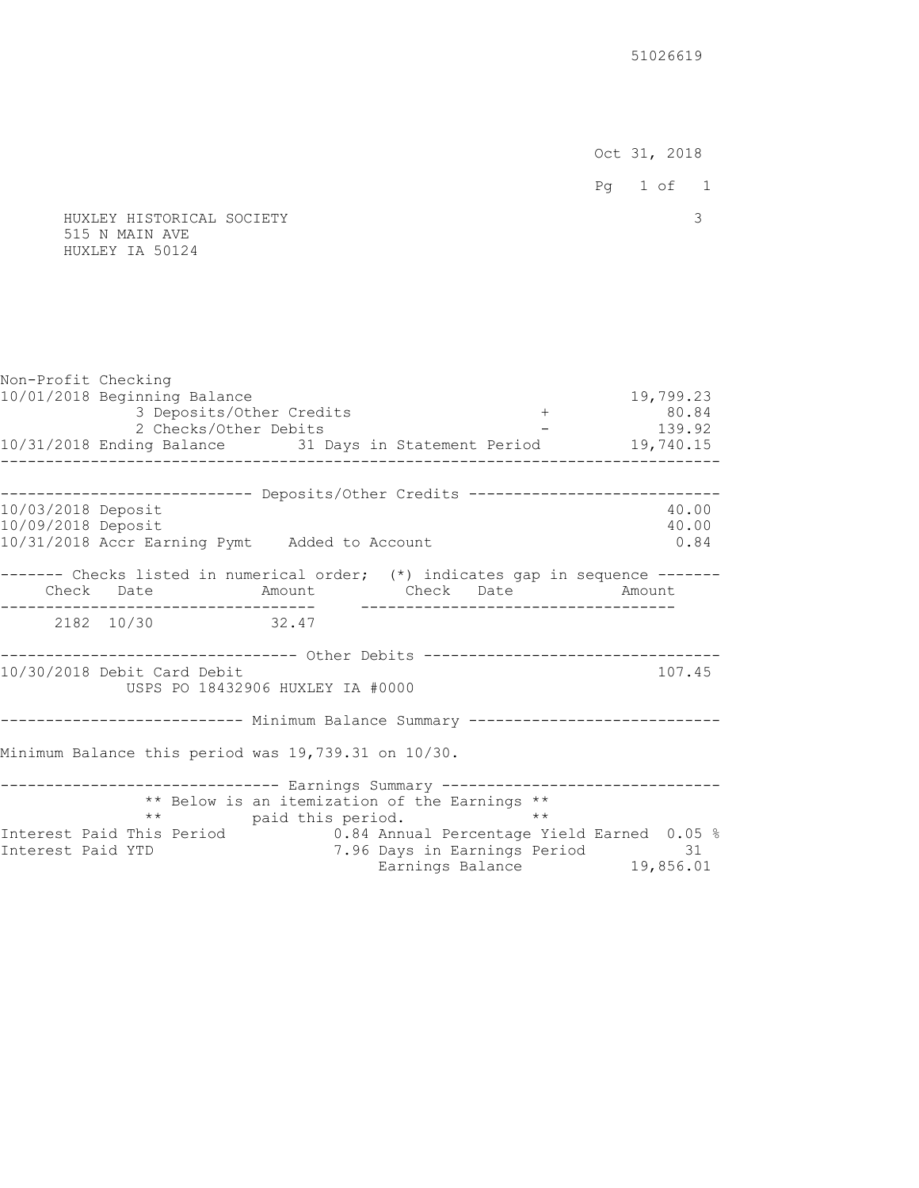51026619

Oct 31, 2018

HUXLEY HISTORICAL SOCIETY
515 N MAIN AVE
HUXLEY IA 50124

3

**Non-Profit Checking**

| | | | |
|---|---|---|---|
| 10/01/2018 Beginning Balance | | | 19,799.23 |
| 3 Deposits/Other Credits | | + | 80.84 |
| 2 Checks/Other Debits | | - | 139.92 |
| 10/31/2018 Ending Balance | 31 Days in Statement Period | | 19,740.15 |

**Deposits/Other Credits**

| | | |
|---|---|---|
| 10/03/2018 Deposit | | 40.00 |
| 10/09/2018 Deposit | | 40.00 |
| 10/31/2018 Accr Earning Pymt | Added to Account | 0.84 |

**Checks listed in numerical order; (\*) indicates gap in sequence**

| Check | Date | Amount | Check | Date | Amount |
|---|---|---|---|---|---|
| 2182 | 10/30 | 32.47 | | | |

**Other Debits**

| | |
|---|---|
| 10/30/2018 Debit Card Debit<br>USPS PO 18432906 HUXLEY IA #0000 | 107.45 |

**Minimum Balance Summary**

Minimum Balance this period was 19,739.31 on 10/30.

**Earnings Summary**

** Below is an itemization of the Earnings **
** paid this period. **

| | | | |
|---|---|---|---|
| Interest Paid This Period | 0.84 | Annual Percentage Yield Earned | 0.05 % |
| Interest Paid YTD | 7.96 | Days in Earnings Period | 31 |
| | | Earnings Balance | 19,856.01 |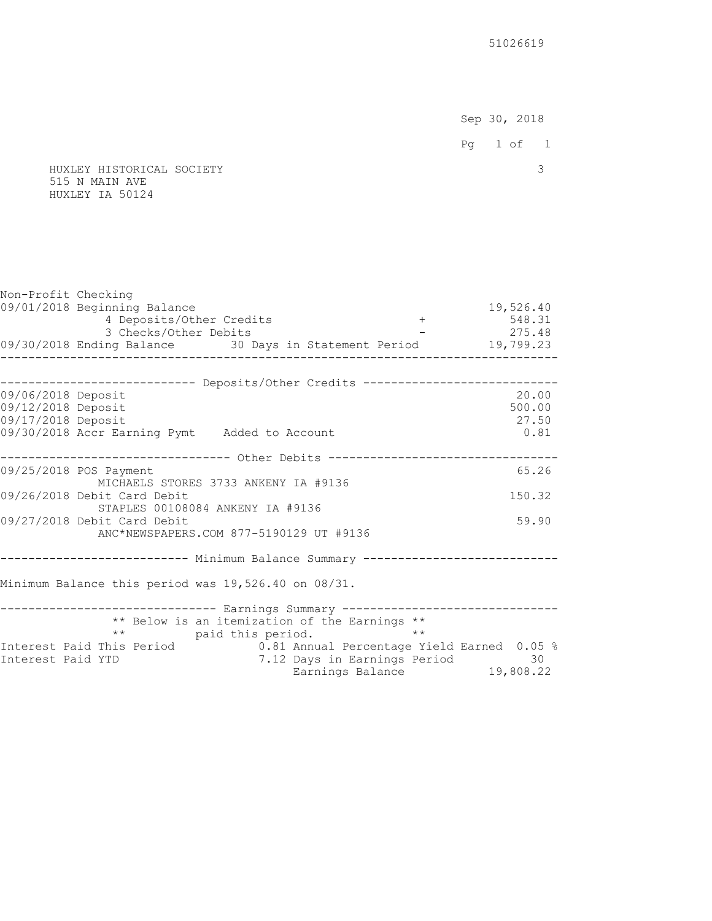51026619

Sep 30, 2018

HUXLEY HISTORICAL SOCIETY 3
515 N MAIN AVE
HUXLEY IA 50124

**Non-Profit Checking**

| | | | |
|---|---|---|---|
| 09/01/2018 Beginning Balance | | | 19,526.40 |
| 4 Deposits/Other Credits | | + | 548.31 |
| 3 Checks/Other Debits | | - | 275.48 |
| 09/30/2018 Ending Balance | 30 Days in Statement Period | | 19,799.23 |

**Deposits/Other Credits**

| Date | Description | Amount |
|---|---|---|
| 09/06/2018 | Deposit | 20.00 |
| 09/12/2018 | Deposit | 500.00 |
| 09/17/2018 | Deposit | 27.50 |
| 09/30/2018 | Accr Earning Pymt Added to Account | 0.81 |

**Other Debits**

| Date | Description | Amount |
|---|---|---|
| 09/25/2018 | POS Payment<br>MICHAELS STORES 3733 ANKENY IA #9136 | 65.26 |
| 09/26/2018 | Debit Card Debit<br>STAPLES 00108084 ANKENY IA #9136 | 150.32 |
| 09/27/2018 | Debit Card Debit<br>ANC*NEWSPAPERS.COM 877-5190129 UT #9136 | 59.90 |

**Minimum Balance Summary**

Minimum Balance this period was 19,526.40 on 08/31.

**Earnings Summary**

** Below is an itemization of the Earnings **
** paid this period. **

| | | | |
|---|---|---|---|
| Interest Paid This Period | 0.81 | Annual Percentage Yield Earned | 0.05 % |
| Interest Paid YTD | 7.12 | Days in Earnings Period | 30 |
| | | Earnings Balance | 19,808.22 |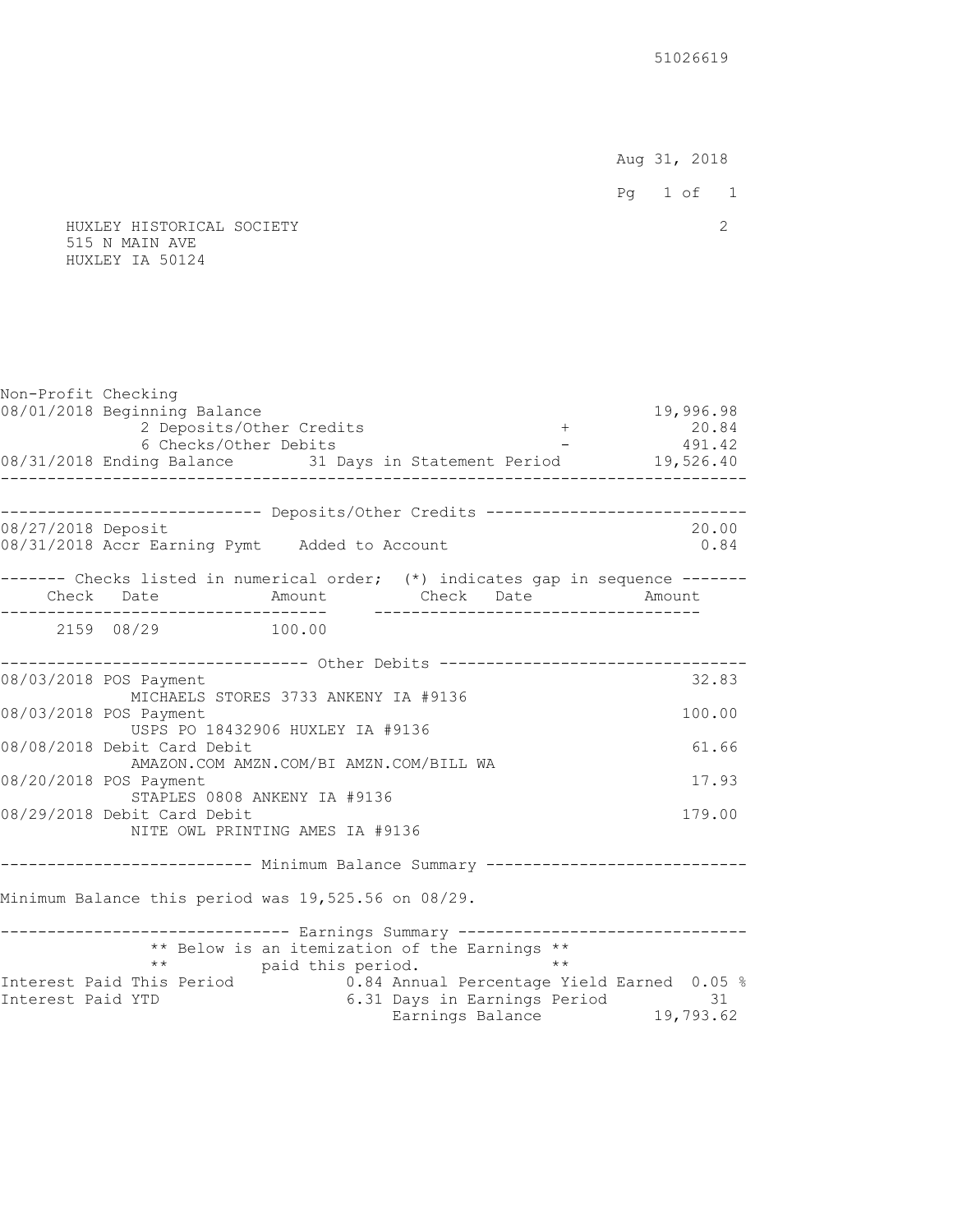51026619

Aug 31, 2018

HUXLEY HISTORICAL SOCIETY
515 N MAIN AVE
HUXLEY IA 50124

2

**Non-Profit Checking**

| | | | |
|---|---|---|---|
| 08/01/2018 Beginning Balance | | | 19,996.98 |
| | 2 Deposits/Other Credits | + | 20.84 |
| | 6 Checks/Other Debits | - | 491.42 |
| 08/31/2018 Ending Balance | 31 Days in Statement Period | | 19,526.40 |

**Deposits/Other Credits**

| Date | Description | | Amount |
|---|---|---|---|
| 08/27/2018 | Deposit | | 20.00 |
| 08/31/2018 | Accr Earning Pymt | Added to Account | 0.84 |

**Checks listed in numerical order; (\*) indicates gap in sequence**

| Check | Date | Amount | Check | Date | Amount |
|---|---|---|---|---|---|
| 2159 | 08/29 | 100.00 | | | |

**Other Debits**

| Date | Description | Amount |
|---|---|---|
| 08/03/2018 | POS Payment<br>MICHAELS STORES 3733 ANKENY IA #9136 | 32.83 |
| 08/03/2018 | POS Payment<br>USPS PO 18432906 HUXLEY IA #9136 | 100.00 |
| 08/08/2018 | Debit Card Debit<br>AMAZON.COM AMZN.COM/BI AMZN.COM/BILL WA | 61.66 |
| 08/20/2018 | POS Payment<br>STAPLES 0808 ANKENY IA #9136 | 17.93 |
| 08/29/2018 | Debit Card Debit<br>NITE OWL PRINTING AMES IA #9136 | 179.00 |

**Minimum Balance Summary**

Minimum Balance this period was 19,525.56 on 08/29.

**Earnings Summary**

** Below is an itemization of the Earnings **
** paid this period. **

| | | | |
|---|---|---|---|
| Interest Paid This Period | 0.84 | Annual Percentage Yield Earned | 0.05 % |
| Interest Paid YTD | 6.31 | Days in Earnings Period | 31 |
| | | Earnings Balance | 19,793.62 |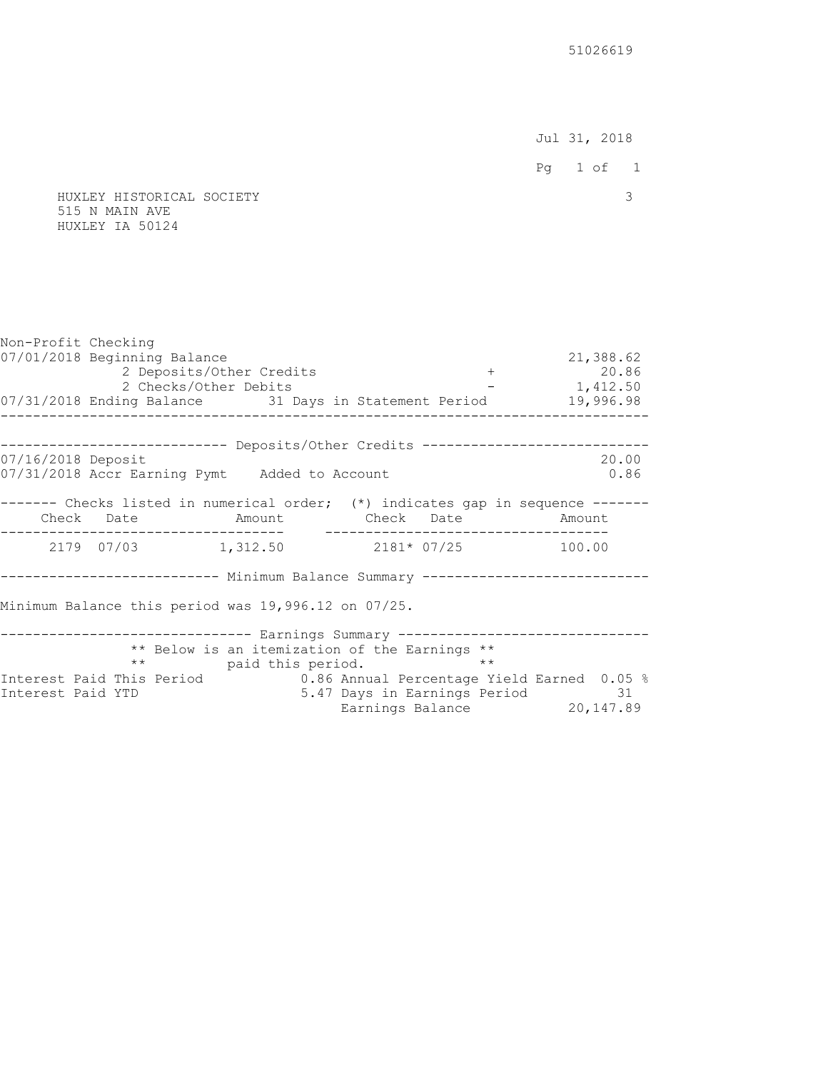51026619

Jul 31, 2018

HUXLEY HISTORICAL SOCIETY
515 N MAIN AVE
HUXLEY IA 50124

3

## Non-Profit Checking

| | | |
|---|---|---|
| 07/01/2018 Beginning Balance | | 21,388.62 |
| 2 Deposits/Other Credits | + | 20.86 |
| 2 Checks/Other Debits | - | 1,412.50 |
| 07/31/2018 Ending Balance 31 Days in Statement Period | | 19,996.98 |

### Deposits/Other Credits

| Date | Description | Amount |
|---|---|---|
| 07/16/2018 | Deposit | 20.00 |
| 07/31/2018 | Accr Earning Pymt Added to Account | 0.86 |

### Checks listed in numerical order; (*) indicates gap in sequence

| Check | Date | Amount | Check | Date | Amount |
|---|---|---|---|---|---|
| 2179 | 07/03 | 1,312.50 | 2181* | 07/25 | 100.00 |

### Minimum Balance Summary

Minimum Balance this period was 19,996.12 on 07/25.

### Earnings Summary

** Below is an itemization of the Earnings **
** paid this period. **

| | | | |
|---|---|---|---|
| Interest Paid This Period | 0.86 | Annual Percentage Yield Earned | 0.05 % |
| Interest Paid YTD | 5.47 | Days in Earnings Period | 31 |
| | | Earnings Balance | 20,147.89 |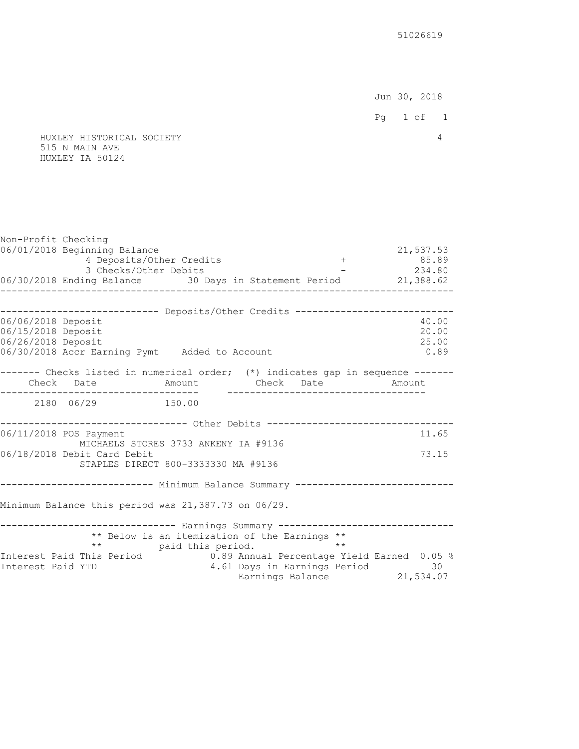51026619

Jun 30, 2018

HUXLEY HISTORICAL SOCIETY 4
515 N MAIN AVE
HUXLEY IA 50124

## Non-Profit Checking

| | | | |
|---|---|---|---|
| 06/01/2018 Beginning Balance | | | 21,537.53 |
| 4 Deposits/Other Credits | | + | 85.89 |
| 3 Checks/Other Debits | | - | 234.80 |
| 06/30/2018 Ending Balance | 30 Days in Statement Period | | 21,388.62 |

### Deposits/Other Credits

| Date | Description | Amount |
|---|---|---|
| 06/06/2018 | Deposit | 40.00 |
| 06/15/2018 | Deposit | 20.00 |
| 06/26/2018 | Deposit | 25.00 |
| 06/30/2018 | Accr Earning Pymt Added to Account | 0.89 |

### Checks listed in numerical order; (*) indicates gap in sequence

| Check | Date | Amount | Check | Date | Amount |
|---|---|---|---|---|---|
| 2180 | 06/29 | 150.00 | | | |

### Other Debits

| Date | Description | Amount |
|---|---|---|
| 06/11/2018 | POS Payment<br>MICHAELS STORES 3733 ANKENY IA #9136 | 11.65 |
| 06/18/2018 | Debit Card Debit<br>STAPLES DIRECT 800-3333330 MA #9136 | 73.15 |

### Minimum Balance Summary

Minimum Balance this period was 21,387.73 on 06/29.

### Earnings Summary

** Below is an itemization of the Earnings **
** paid this period. **

| | | | |
|---|---|---|---|
| Interest Paid This Period | 0.89 | Annual Percentage Yield Earned | 0.05 % |
| Interest Paid YTD | 4.61 | Days in Earnings Period | 30 |
| | | Earnings Balance | 21,534.07 |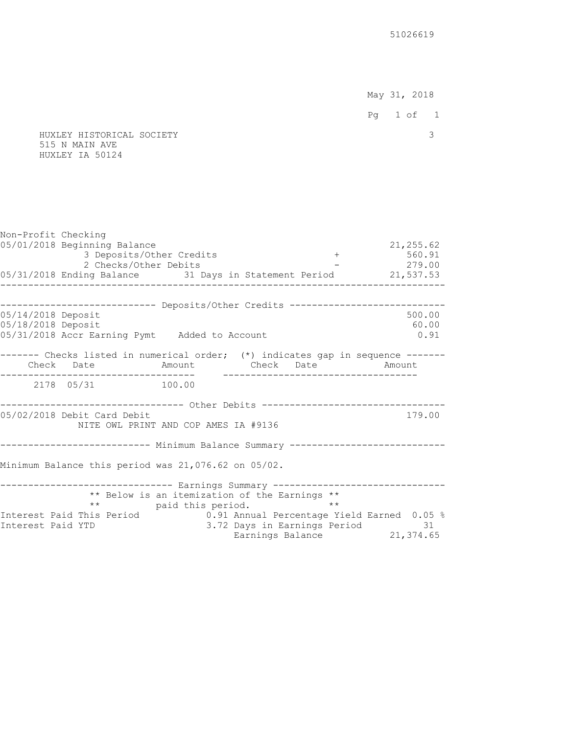51026619

May 31, 2018

HUXLEY HISTORICAL SOCIETY
515 N MAIN AVE
HUXLEY IA 50124

3

## Non-Profit Checking

| | | |
|---|---|---|
| 05/01/2018 Beginning Balance | | 21,255.62 |
| 3 Deposits/Other Credits | + | 560.91 |
| 2 Checks/Other Debits | - | 279.00 |
| 05/31/2018 Ending Balance 31 Days in Statement Period | | 21,537.53 |

### Deposits/Other Credits

| Date | Description | Amount |
|---|---|---|
| 05/14/2018 | Deposit | 500.00 |
| 05/18/2018 | Deposit | 60.00 |
| 05/31/2018 | Accr Earning Pymt Added to Account | 0.91 |

### Checks listed in numerical order; (*) indicates gap in sequence

| Check | Date | Amount | Check | Date | Amount |
|---|---|---|---|---|---|
| 2178 | 05/31 | 100.00 | | | |

### Other Debits

| Date | Description | Amount |
|---|---|---|
| 05/02/2018 | Debit Card Debit<br>NITE OWL PRINT AND COP AMES IA #9136 | 179.00 |

### Minimum Balance Summary

Minimum Balance this period was 21,076.62 on 05/02.

### Earnings Summary

** Below is an itemization of the Earnings **
** paid this period. **

| | | | |
|---|---|---|---|
| Interest Paid This Period | 0.91 | Annual Percentage Yield Earned | 0.05 % |
| Interest Paid YTD | 3.72 | Days in Earnings Period | 31 |
| | | Earnings Balance | 21,374.65 |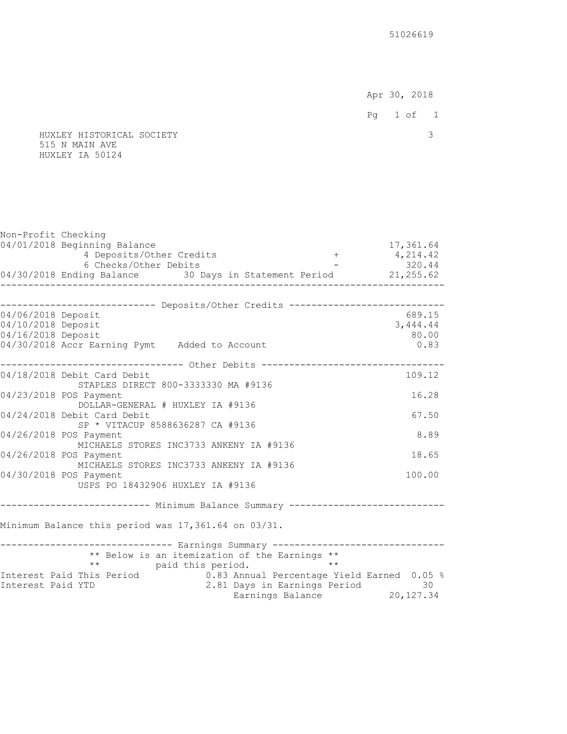51026619

Apr 30, 2018

HUXLEY HISTORICAL SOCIETY
515 N MAIN AVE
HUXLEY IA 50124

3

**Non-Profit Checking**

| Date | Description | | Amount |
|---|---|---|---|
| 04/01/2018 | Beginning Balance | | 17,361.64 |
| | 4 Deposits/Other Credits | + | 4,214.42 |
| | 6 Checks/Other Debits | - | 320.44 |
| 04/30/2018 | Ending Balance 30 Days in Statement Period | | 21,255.62 |

**Deposits/Other Credits**

| Date | Description | Amount |
|---|---|---|
| 04/06/2018 | Deposit | 689.15 |
| 04/10/2018 | Deposit | 3,444.44 |
| 04/16/2018 | Deposit | 80.00 |
| 04/30/2018 | Accr Earning Pymt Added to Account | 0.83 |

**Other Debits**

| Date | Description | Amount |
|---|---|---|
| 04/18/2018 | Debit Card Debit<br>STAPLES DIRECT 800-3333330 MA #9136 | 109.12 |
| 04/23/2018 | POS Payment<br>DOLLAR-GENERAL # HUXLEY IA #9136 | 16.28 |
| 04/24/2018 | Debit Card Debit<br>SP * VITACUP 8588636287 CA #9136 | 67.50 |
| 04/26/2018 | POS Payment<br>MICHAELS STORES INC3733 ANKENY IA #9136 | 8.89 |
| 04/26/2018 | POS Payment<br>MICHAELS STORES INC3733 ANKENY IA #9136 | 18.65 |
| 04/30/2018 | POS Payment<br>USPS PO 18432906 HUXLEY IA #9136 | 100.00 |

**Minimum Balance Summary**

Minimum Balance this period was 17,361.64 on 03/31.

**Earnings Summary**

** Below is an itemization of the Earnings **
** paid this period. **

| | | | |
|---|---|---|---|
| Interest Paid This Period | 0.83 | Annual Percentage Yield Earned | 0.05 % |
| Interest Paid YTD | 2.81 | Days in Earnings Period | 30 |
| | | Earnings Balance | 20,127.34 |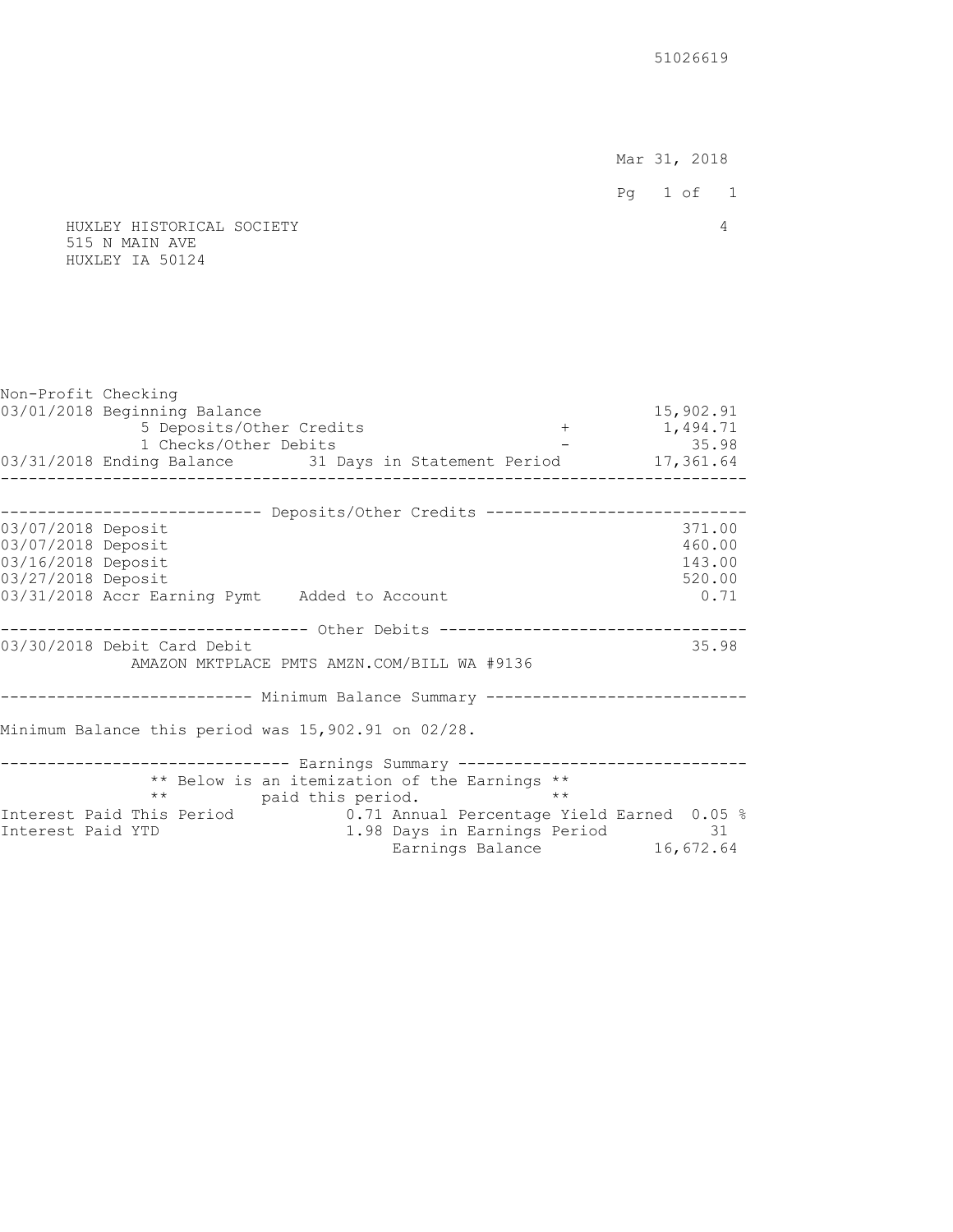51026619

Mar 31, 2018

HUXLEY HISTORICAL SOCIETY
515 N MAIN AVE
HUXLEY IA 50124

4

## Non-Profit Checking

| | | | |
|---|---|---|---|
| 03/01/2018 Beginning Balance | | | 15,902.91 |
| 5 Deposits/Other Credits | | + | 1,494.71 |
| 1 Checks/Other Debits | | - | 35.98 |
| 03/31/2018 Ending Balance | 31 Days in Statement Period | | 17,361.64 |

### Deposits/Other Credits

| | |
|---|---|
| 03/07/2018 Deposit | 371.00 |
| 03/07/2018 Deposit | 460.00 |
| 03/16/2018 Deposit | 143.00 |
| 03/27/2018 Deposit | 520.00 |
| 03/31/2018 Accr Earning Pymt Added to Account | 0.71 |

### Other Debits

| | |
|---|---|
| 03/30/2018 Debit Card Debit<br>AMAZON MKTPLACE PMTS AMZN.COM/BILL WA #9136 | 35.98 |

### Minimum Balance Summary

Minimum Balance this period was 15,902.91 on 02/28.

### Earnings Summary

** Below is an itemization of the Earnings **
** paid this period. **

| | | | |
|---|---|---|---|
| Interest Paid This Period | 0.71 | Annual Percentage Yield Earned | 0.05 % |
| Interest Paid YTD | 1.98 | Days in Earnings Period | 31 |
| | | Earnings Balance | 16,672.64 |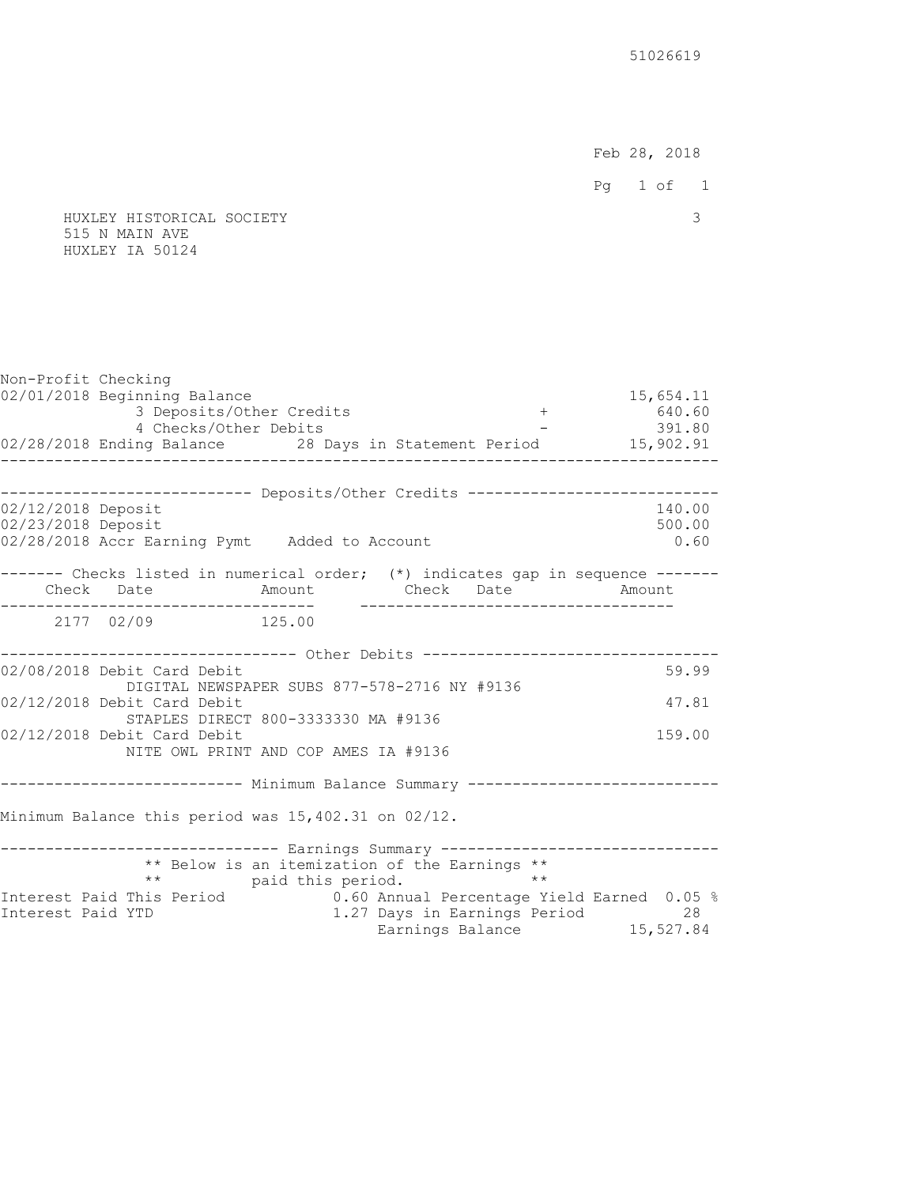51026619

Feb 28, 2018

HUXLEY HISTORICAL SOCIETY 3
515 N MAIN AVE
HUXLEY IA 50124

**Non-Profit Checking**

| | | | |
|---|---|---|---|
| 02/01/2018 Beginning Balance | | | 15,654.11 |
| | 3 Deposits/Other Credits | + | 640.60 |
| | 4 Checks/Other Debits | - | 391.80 |
| 02/28/2018 Ending Balance | 28 Days in Statement Period | | 15,902.91 |

**Deposits/Other Credits**

| Date | Description | Amount |
|---|---|---|
| 02/12/2018 | Deposit | 140.00 |
| 02/23/2018 | Deposit | 500.00 |
| 02/28/2018 | Accr Earning Pymt Added to Account | 0.60 |

**Checks listed in numerical order; (\*) indicates gap in sequence**

| Check | Date | Amount | Check | Date | Amount |
|---|---|---|---|---|---|
| 2177 | 02/09 | 125.00 | | | |

**Other Debits**

| Date | Description | Amount |
|---|---|---|
| 02/08/2018 | Debit Card Debit<br>DIGITAL NEWSPAPER SUBS 877-578-2716 NY #9136 | 59.99 |
| 02/12/2018 | Debit Card Debit<br>STAPLES DIRECT 800-3333330 MA #9136 | 47.81 |
| 02/12/2018 | Debit Card Debit<br>NITE OWL PRINT AND COP AMES IA #9136 | 159.00 |

**Minimum Balance Summary**

Minimum Balance this period was 15,402.31 on 02/12.

**Earnings Summary**

\*\* Below is an itemization of the Earnings \*\*
\*\* paid this period. \*\*

| | | | |
|---|---|---|---|
| Interest Paid This Period | 0.60 | Annual Percentage Yield Earned | 0.05 % |
| Interest Paid YTD | 1.27 | Days in Earnings Period | 28 |
| | | Earnings Balance | 15,527.84 |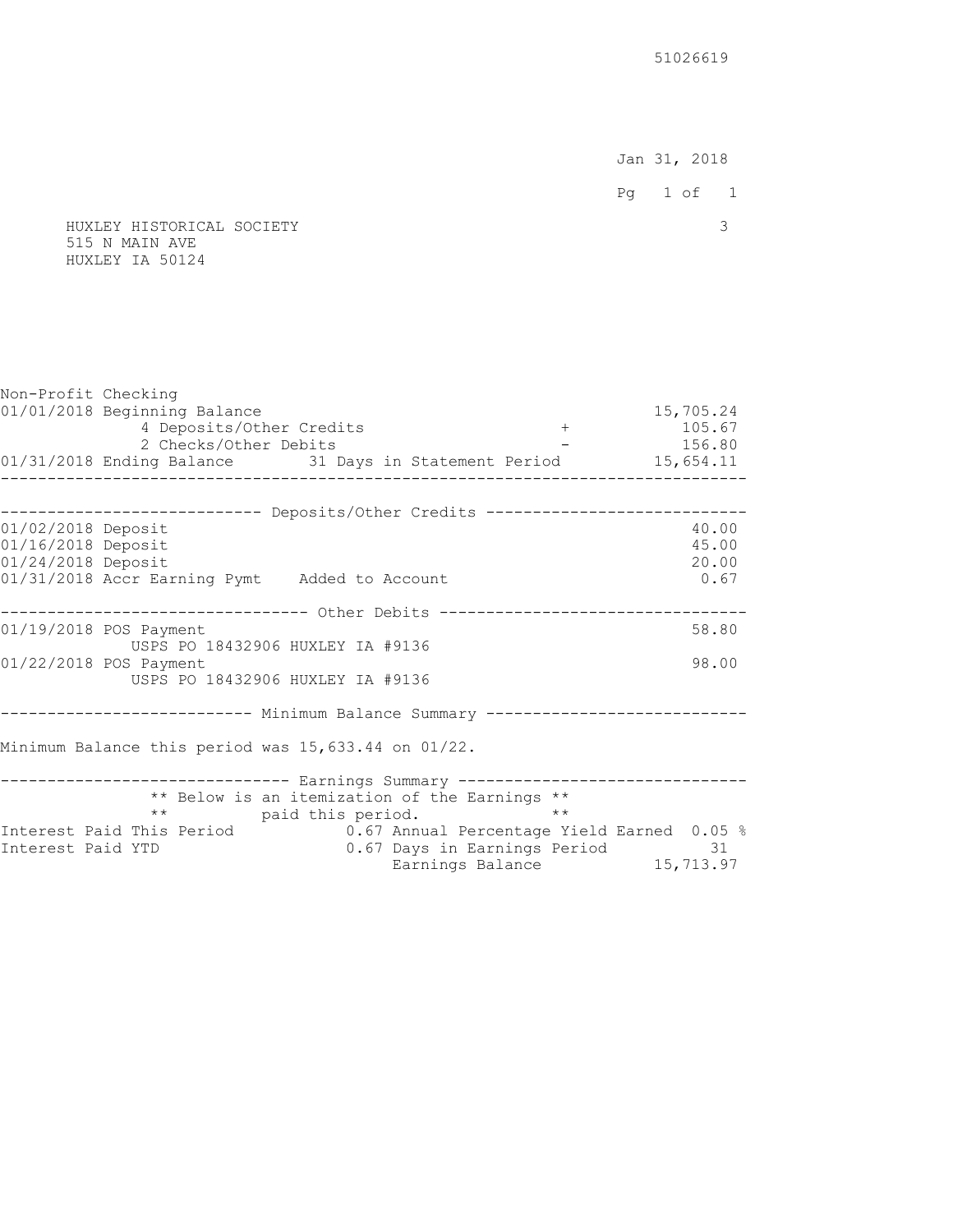51026619

Jan 31, 2018

HUXLEY HISTORICAL SOCIETY 3
515 N MAIN AVE
HUXLEY IA 50124

Non-Profit Checking

| | | | |
|---|---|---|---|
| 01/01/2018 Beginning Balance | | | 15,705.24 |
| | 4 Deposits/Other Credits | + | 105.67 |
| | 2 Checks/Other Debits | - | 156.80 |
| 01/31/2018 Ending Balance | 31 Days in Statement Period | | 15,654.11 |

**Deposits/Other Credits**

| | | |
|---|---|---|
| 01/02/2018 | Deposit | 40.00 |
| 01/16/2018 | Deposit | 45.00 |
| 01/24/2018 | Deposit | 20.00 |
| 01/31/2018 | Accr Earning Pymt Added to Account | 0.67 |

**Other Debits**

| | | |
|---|---|---|
| 01/19/2018 | POS Payment USPS PO 18432906 HUXLEY IA #9136 | 58.80 |
| 01/22/2018 | POS Payment USPS PO 18432906 HUXLEY IA #9136 | 98.00 |

**Minimum Balance Summary**

Minimum Balance this period was 15,633.44 on 01/22.

**Earnings Summary**

** Below is an itemization of the Earnings **
** paid this period. **

| | | | |
|---|---|---|---|
| Interest Paid This Period | 0.67 | Annual Percentage Yield Earned | 0.05 % |
| Interest Paid YTD | 0.67 | Days in Earnings Period | 31 |
| | | Earnings Balance | 15,713.97 |